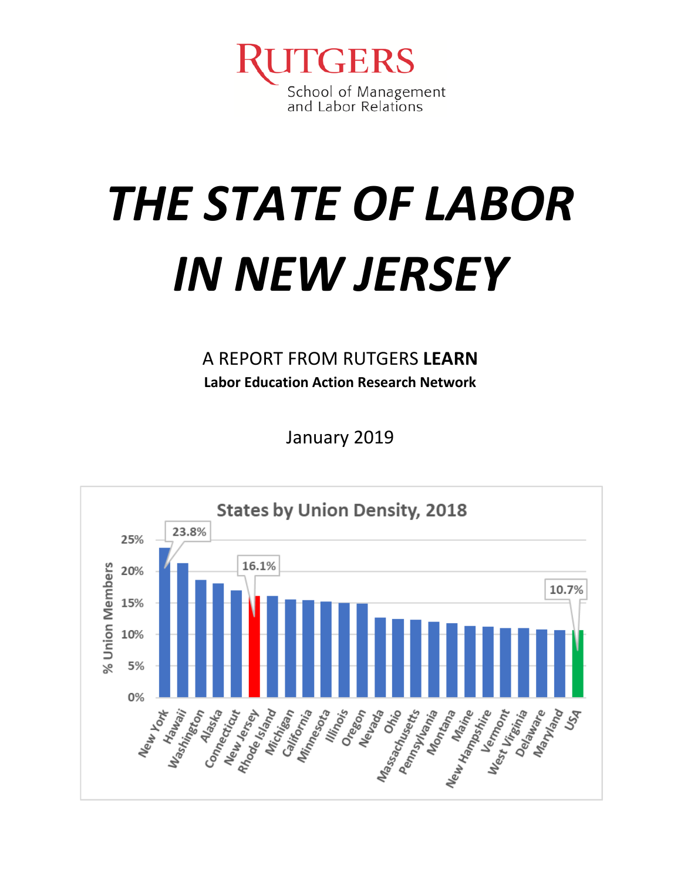RUTGERS
School of Management
and Labor Relations

# THE STATE OF LABOR IN NEW JERSEY

A REPORT FROM RUTGERS **LEARN**

**Labor Education Action Research Network**

January 2019

States by Union Density, 2018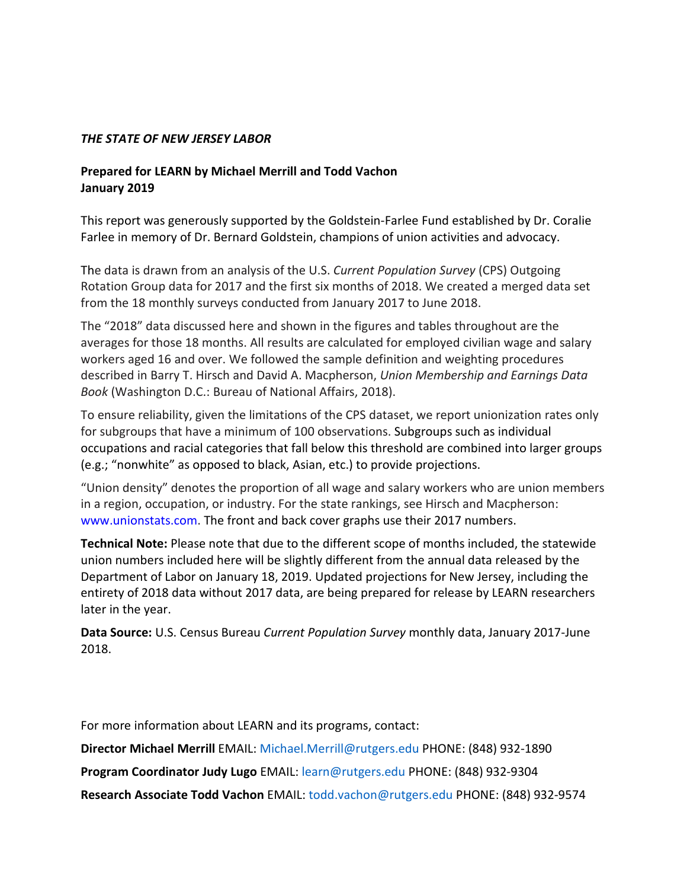*THE STATE OF NEW JERSEY LABOR*

**Prepared for LEARN by Michael Merrill and Todd Vachon**
**January 2019**

This report was generously supported by the Goldstein-Farlee Fund established by Dr. Coralie Farlee in memory of Dr. Bernard Goldstein, champions of union activities and advocacy.

The data is drawn from an analysis of the U.S. *Current Population Survey* (CPS) Outgoing Rotation Group data for 2017 and the first six months of 2018. We created a merged data set from the 18 monthly surveys conducted from January 2017 to June 2018.

The "2018" data discussed here and shown in the figures and tables throughout are the averages for those 18 months. All results are calculated for employed civilian wage and salary workers aged 16 and over. We followed the sample definition and weighting procedures described in Barry T. Hirsch and David A. Macpherson, *Union Membership and Earnings Data Book* (Washington D.C.: Bureau of National Affairs, 2018).

To ensure reliability, given the limitations of the CPS dataset, we report unionization rates only for subgroups that have a minimum of 100 observations. Subgroups such as individual occupations and racial categories that fall below this threshold are combined into larger groups (e.g.; "nonwhite" as opposed to black, Asian, etc.) to provide projections.

"Union density" denotes the proportion of all wage and salary workers who are union members in a region, occupation, or industry. For the state rankings, see Hirsch and Macpherson: www.unionstats.com. The front and back cover graphs use their 2017 numbers.

**Technical Note:** Please note that due to the different scope of months included, the statewide union numbers included here will be slightly different from the annual data released by the Department of Labor on January 18, 2019. Updated projections for New Jersey, including the entirety of 2018 data without 2017 data, are being prepared for release by LEARN researchers later in the year.

**Data Source:** U.S. Census Bureau *Current Population Survey* monthly data, January 2017-June 2018.

For more information about LEARN and its programs, contact:

**Director Michael Merrill** EMAIL: Michael.Merrill@rutgers.edu PHONE: (848) 932-1890

**Program Coordinator Judy Lugo** EMAIL: learn@rutgers.edu PHONE: (848) 932-9304

**Research Associate Todd Vachon** EMAIL: todd.vachon@rutgers.edu PHONE: (848) 932-9574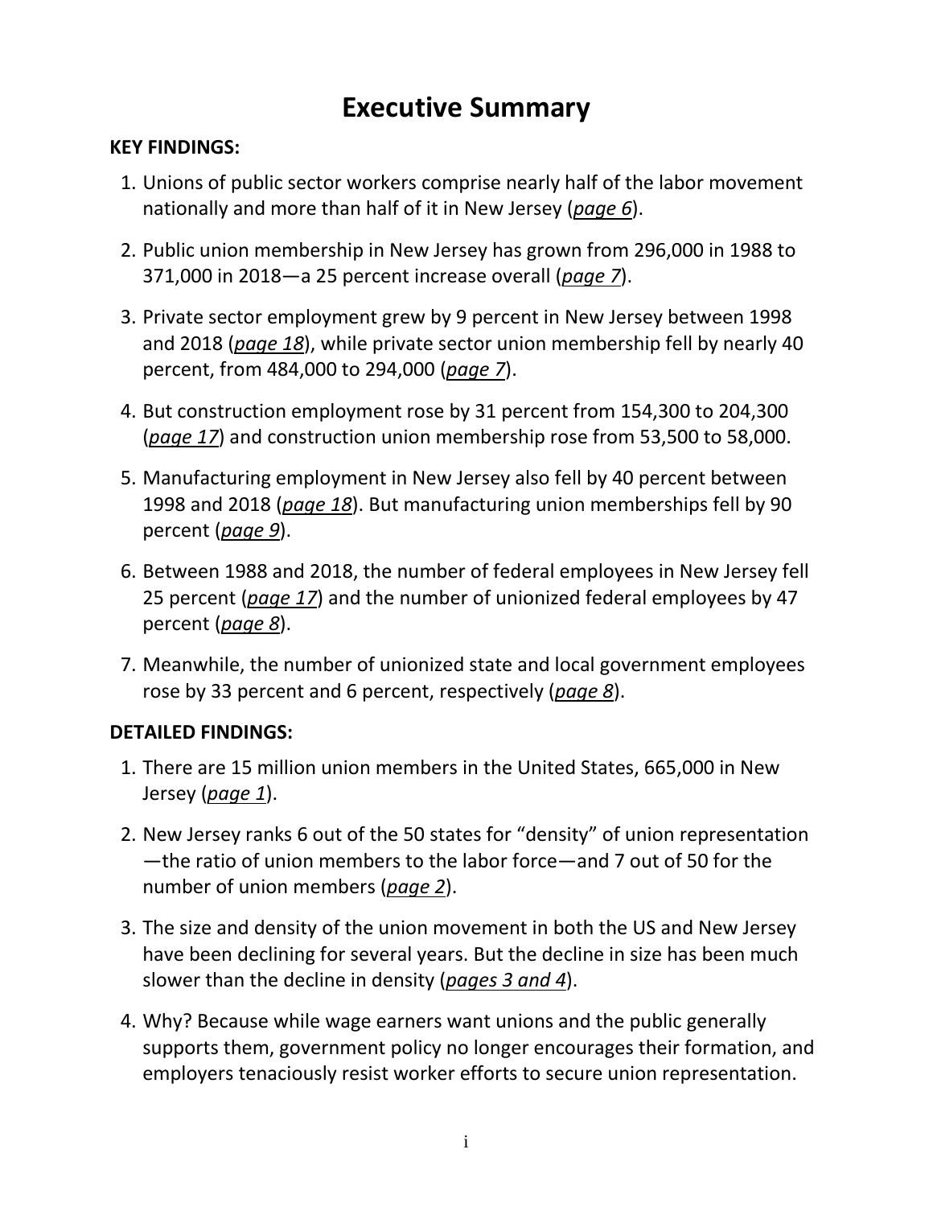# Executive Summary

**KEY FINDINGS:**

1. Unions of public sector workers comprise nearly half of the labor movement nationally and more than half of it in New Jersey (*page 6*).
2. Public union membership in New Jersey has grown from 296,000 in 1988 to 371,000 in 2018—a 25 percent increase overall (*page 7*).
3. Private sector employment grew by 9 percent in New Jersey between 1998 and 2018 (*page 18*), while private sector union membership fell by nearly 40 percent, from 484,000 to 294,000 (*page 7*).
4. But construction employment rose by 31 percent from 154,300 to 204,300 (*page 17*) and construction union membership rose from 53,500 to 58,000.
5. Manufacturing employment in New Jersey also fell by 40 percent between 1998 and 2018 (*page 18*). But manufacturing union memberships fell by 90 percent (*page 9*).
6. Between 1988 and 2018, the number of federal employees in New Jersey fell 25 percent (*page 17*) and the number of unionized federal employees by 47 percent (*page 8*).
7. Meanwhile, the number of unionized state and local government employees rose by 33 percent and 6 percent, respectively (*page 8*).

**DETAILED FINDINGS:**

1. There are 15 million union members in the United States, 665,000 in New Jersey (*page 1*).
2. New Jersey ranks 6 out of the 50 states for "density" of union representation—the ratio of union members to the labor force—and 7 out of 50 for the number of union members (*page 2*).
3. The size and density of the union movement in both the US and New Jersey have been declining for several years. But the decline in size has been much slower than the decline in density (*pages 3 and 4*).
4. Why? Because while wage earners want unions and the public generally supports them, government policy no longer encourages their formation, and employers tenaciously resist worker efforts to secure union representation.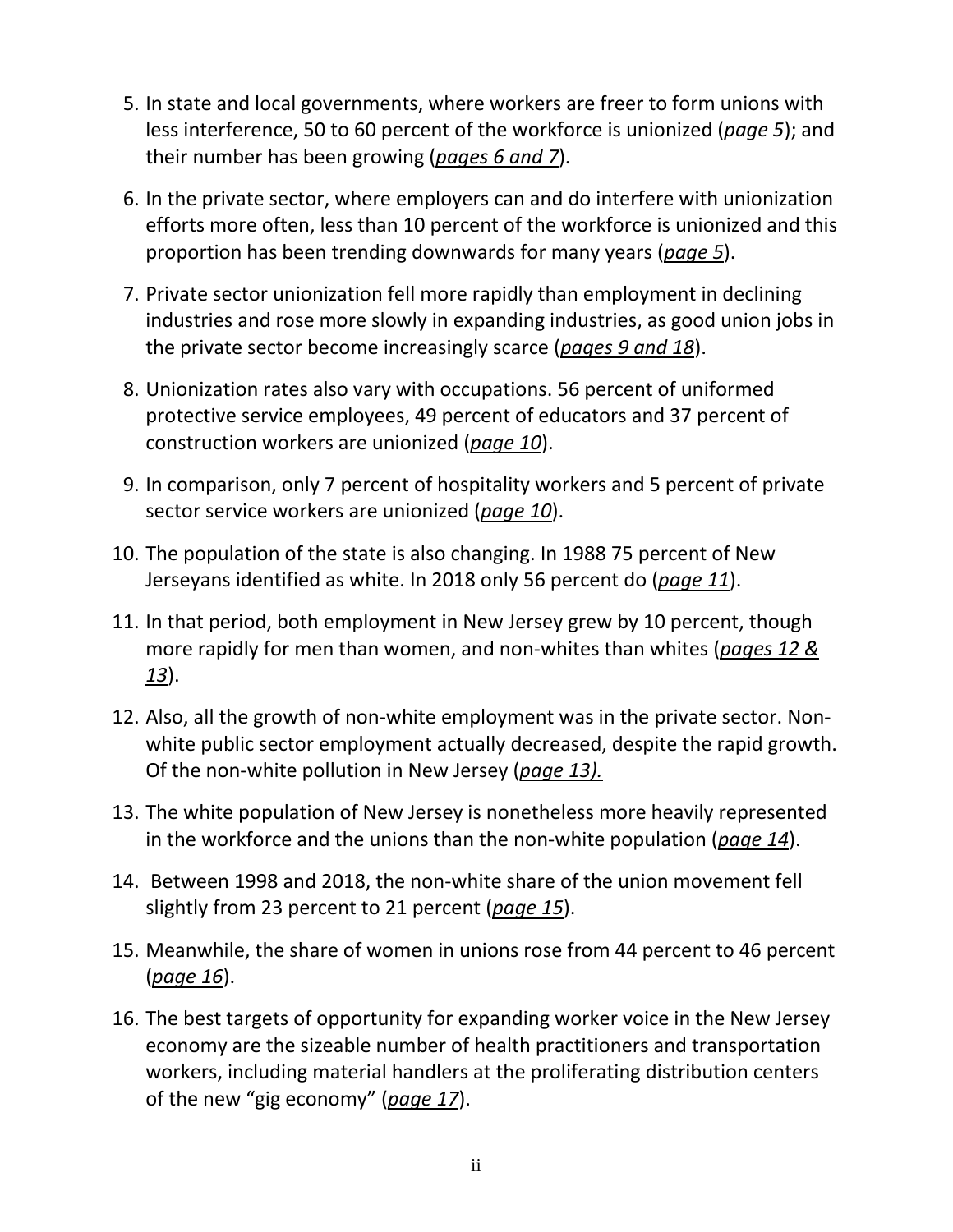5. In state and local governments, where workers are freer to form unions with less interference, 50 to 60 percent of the workforce is unionized (*page 5*); and their number has been growing (*pages 6 and 7*).

6. In the private sector, where employers can and do interfere with unionization efforts more often, less than 10 percent of the workforce is unionized and this proportion has been trending downwards for many years (*page 5*).

7. Private sector unionization fell more rapidly than employment in declining industries and rose more slowly in expanding industries, as good union jobs in the private sector become increasingly scarce (*pages 9 and 18*).

8. Unionization rates also vary with occupations. 56 percent of uniformed protective service employees, 49 percent of educators and 37 percent of construction workers are unionized (*page 10*).

9. In comparison, only 7 percent of hospitality workers and 5 percent of private sector service workers are unionized (*page 10*).

10. The population of the state is also changing. In 1988 75 percent of New Jerseyans identified as white. In 2018 only 56 percent do (*page 11*).

11. In that period, both employment in New Jersey grew by 10 percent, though more rapidly for men than women, and non-whites than whites (*pages 12 & 13*).

12. Also, all the growth of non-white employment was in the private sector. Non-white public sector employment actually decreased, despite the rapid growth. Of the non-white pollution in New Jersey (*page 13).*

13. The white population of New Jersey is nonetheless more heavily represented in the workforce and the unions than the non-white population (*page 14*).

14. Between 1998 and 2018, the non-white share of the union movement fell slightly from 23 percent to 21 percent (*page 15*).

15. Meanwhile, the share of women in unions rose from 44 percent to 46 percent (*page 16*).

16. The best targets of opportunity for expanding worker voice in the New Jersey economy are the sizeable number of health practitioners and transportation workers, including material handlers at the proliferating distribution centers of the new "gig economy" (*page 17*).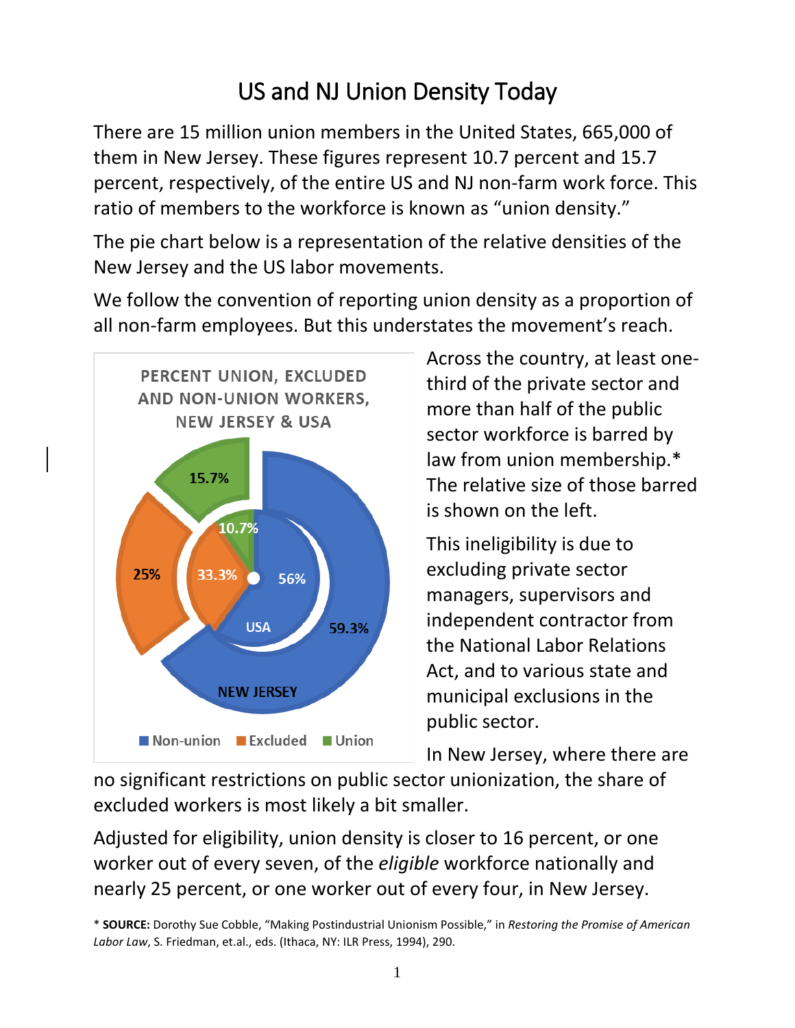# US and NJ Union Density Today

There are 15 million union members in the United States, 665,000 of them in New Jersey. These figures represent 10.7 percent and 15.7 percent, respectively, of the entire US and NJ non-farm work force. This ratio of members to the workforce is known as "union density."

The pie chart below is a representation of the relative densities of the New Jersey and the US labor movements.

We follow the convention of reporting union density as a proportion of all non-farm employees. But this understates the movement's reach.

**PERCENT UNION, EXCLUDED AND NON-UNION WORKERS, NEW JERSEY & USA**

| | Non-union | Excluded | Union |
|---|---|---|---|
| USA | 56% | 33.3% | 10.7% |
| NEW JERSEY | 59.3% | 25% | 15.7% |

Across the country, at least one-third of the private sector and more than half of the public sector workforce is barred by law from union membership.* The relative size of those barred is shown on the left.

This ineligibility is due to excluding private sector managers, supervisors and independent contractor from the National Labor Relations Act, and to various state and municipal exclusions in the public sector.

In New Jersey, where there are no significant restrictions on public sector unionization, the share of excluded workers is most likely a bit smaller.

Adjusted for eligibility, union density is closer to 16 percent, or one worker out of every seven, of the *eligible* workforce nationally and nearly 25 percent, or one worker out of every four, in New Jersey.

\* **SOURCE:** Dorothy Sue Cobble, "Making Postindustrial Unionism Possible," in *Restoring the Promise of American Labor Law*, S. Friedman, et.al., eds. (Ithaca, NY: ILR Press, 1994), 290.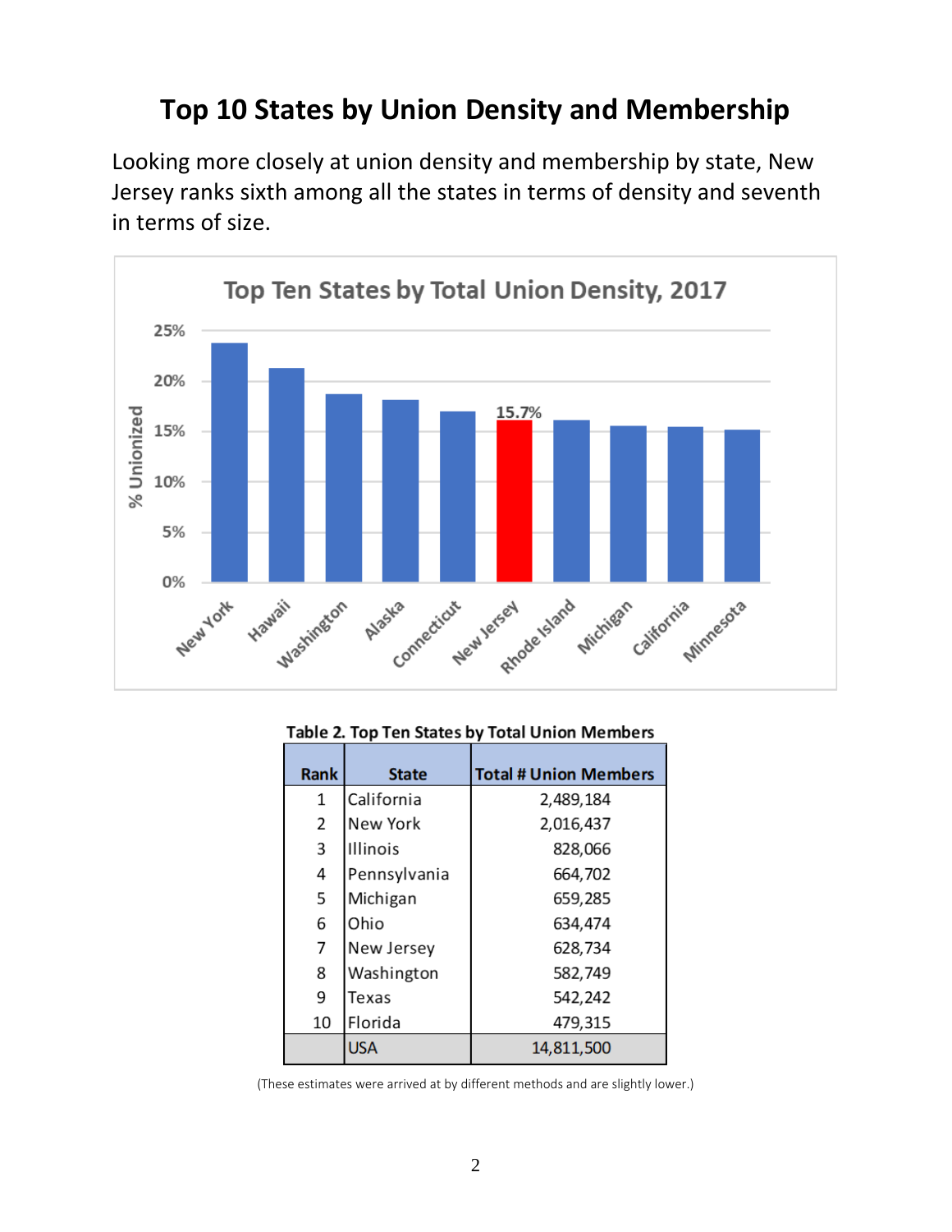# Top 10 States by Union Density and Membership

Looking more closely at union density and membership by state, New Jersey ranks sixth among all the states in terms of density and seventh in terms of size.

**Top Ten States by Total Union Density, 2017**

**Table 2. Top Ten States by Total Union Members**

| Rank | State | Total # Union Members |
|---|---|---|
| 1 | California | 2,489,184 |
| 2 | New York | 2,016,437 |
| 3 | Illinois | 828,066 |
| 4 | Pennsylvania | 664,702 |
| 5 | Michigan | 659,285 |
| 6 | Ohio | 634,474 |
| 7 | New Jersey | 628,734 |
| 8 | Washington | 582,749 |
| 9 | Texas | 542,242 |
| 10 | Florida | 479,315 |
| | USA | 14,811,500 |

(These estimates were arrived at by different methods and are slightly lower.)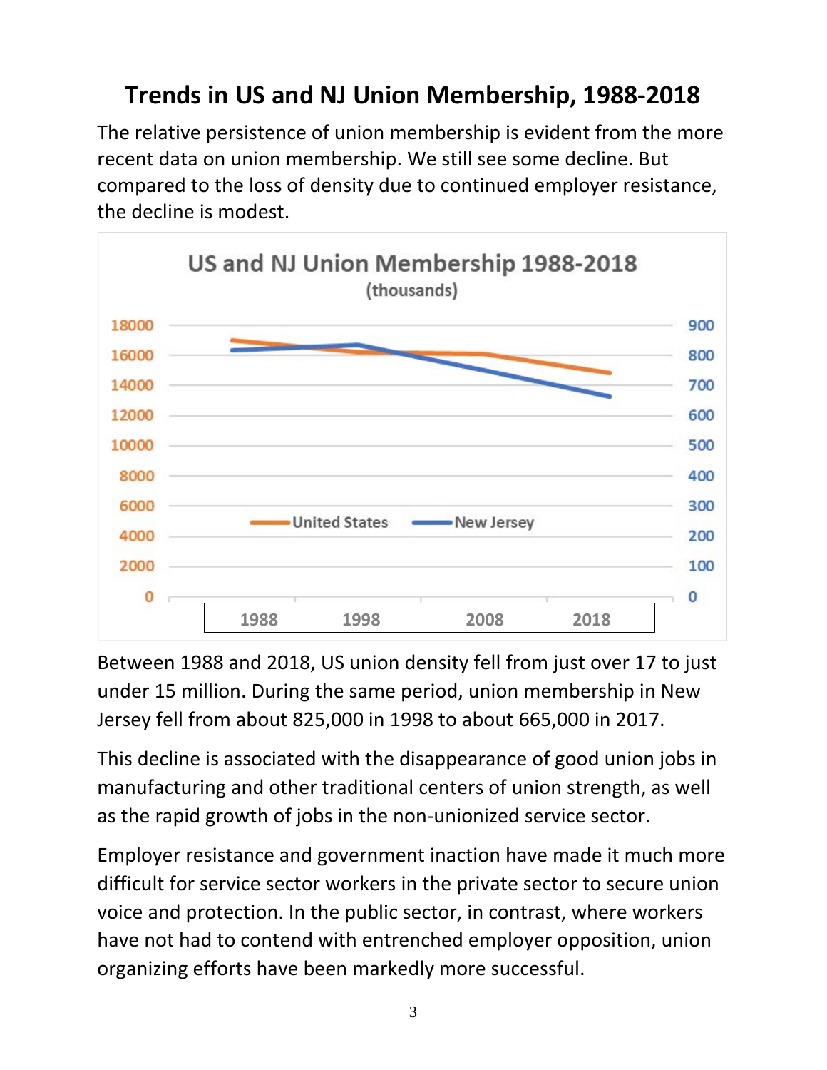## Trends in US and NJ Union Membership, 1988-2018

The relative persistence of union membership is evident from the more recent data on union membership. We still see some decline. But compared to the loss of density due to continued employer resistance, the decline is modest.

Between 1988 and 2018, US union density fell from just over 17 to just under 15 million. During the same period, union membership in New Jersey fell from about 825,000 in 1998 to about 665,000 in 2017.

This decline is associated with the disappearance of good union jobs in manufacturing and other traditional centers of union strength, as well as the rapid growth of jobs in the non-unionized service sector.

Employer resistance and government inaction have made it much more difficult for service sector workers in the private sector to secure union voice and protection. In the public sector, in contrast, where workers have not had to contend with entrenched employer opposition, union organizing efforts have been markedly more successful.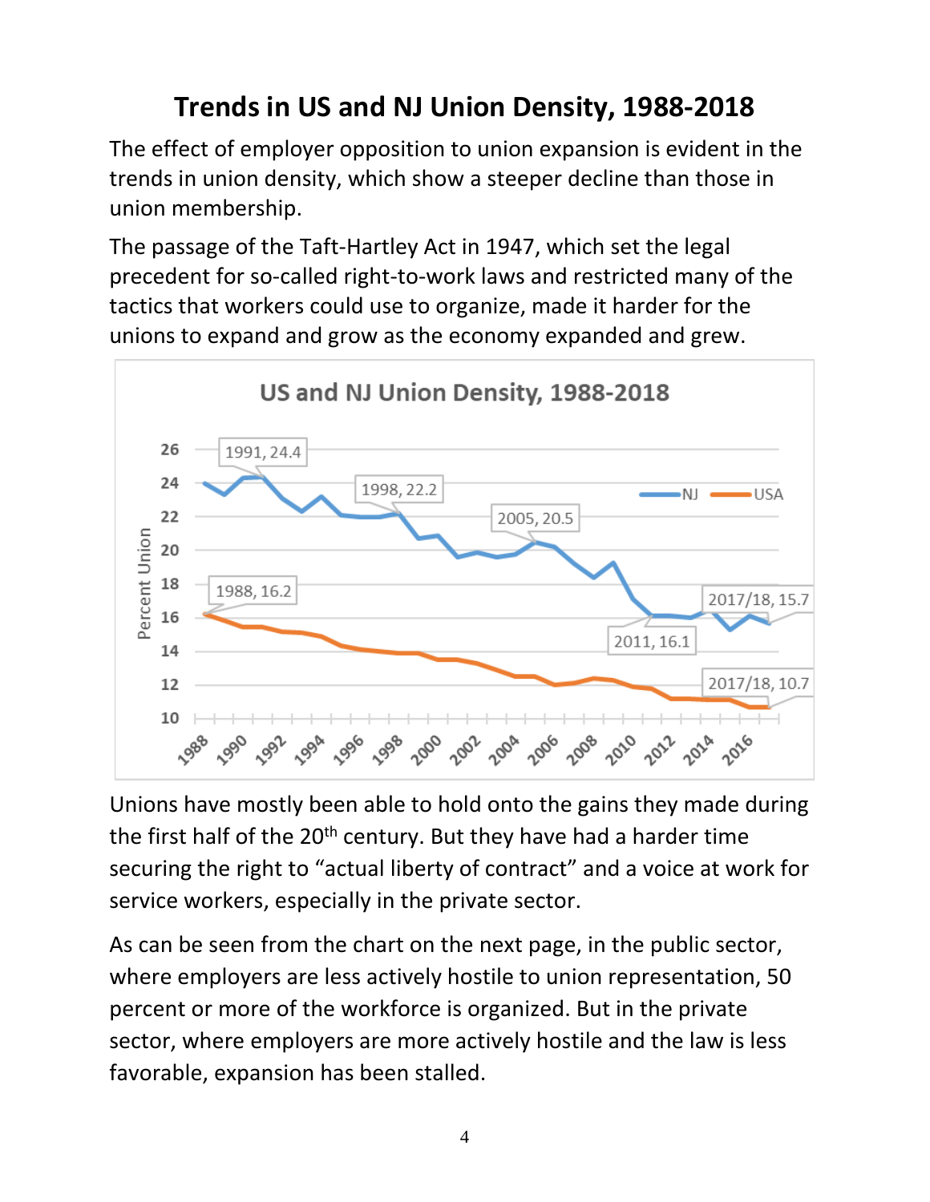# Trends in US and NJ Union Density, 1988-2018

The effect of employer opposition to union expansion is evident in the trends in union density, which show a steeper decline than those in union membership.

The passage of the Taft-Hartley Act in 1947, which set the legal precedent for so-called right-to-work laws and restricted many of the tactics that workers could use to organize, made it harder for the unions to expand and grow as the economy expanded and grew.

Unions have mostly been able to hold onto the gains they made during the first half of the 20th century. But they have had a harder time securing the right to "actual liberty of contract" and a voice at work for service workers, especially in the private sector.

As can be seen from the chart on the next page, in the public sector, where employers are less actively hostile to union representation, 50 percent or more of the workforce is organized. But in the private sector, where employers are more actively hostile and the law is less favorable, expansion has been stalled.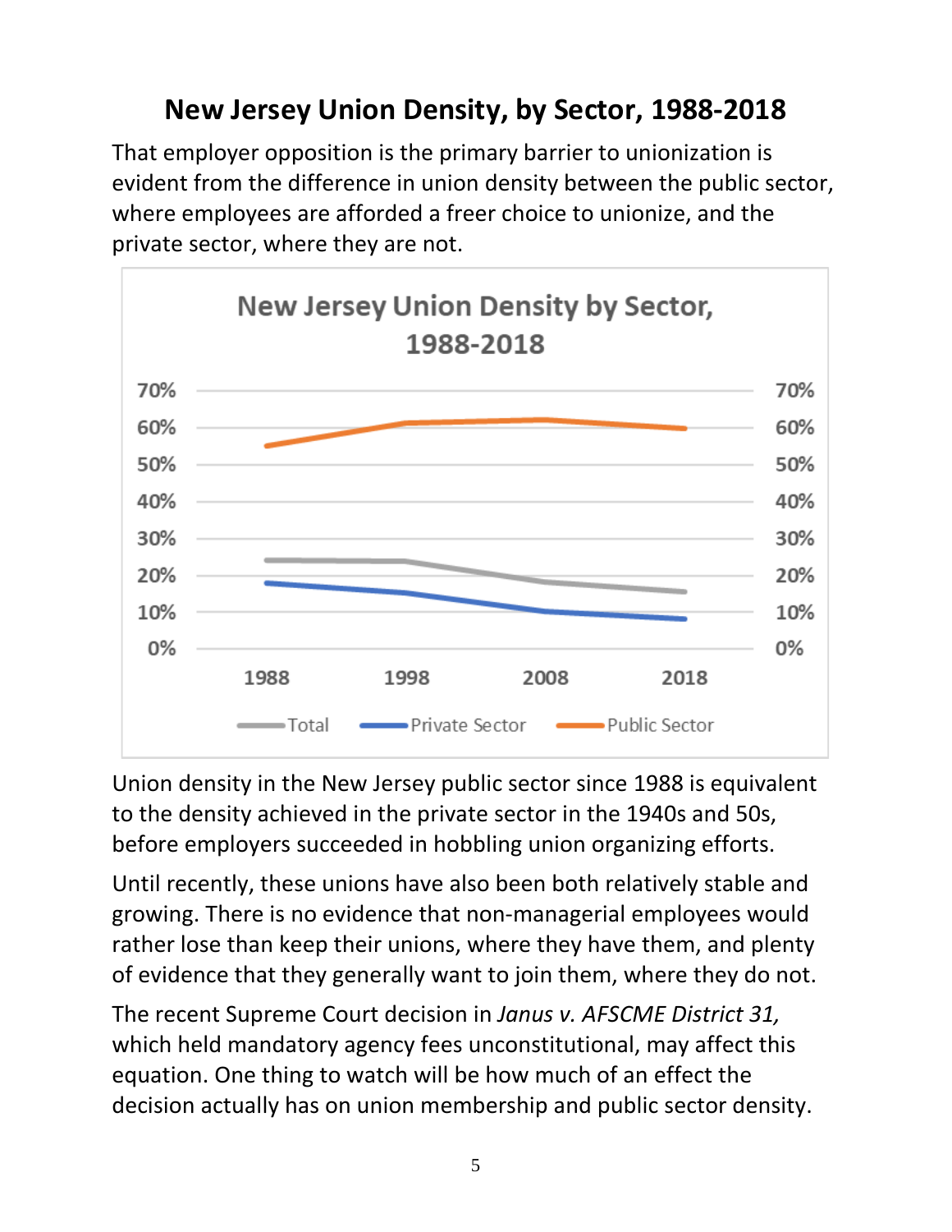## New Jersey Union Density, by Sector, 1988-2018

That employer opposition is the primary barrier to unionization is evident from the difference in union density between the public sector, where employees are afforded a freer choice to unionize, and the private sector, where they are not.

Union density in the New Jersey public sector since 1988 is equivalent to the density achieved in the private sector in the 1940s and 50s, before employers succeeded in hobbling union organizing efforts.

Until recently, these unions have also been both relatively stable and growing. There is no evidence that non-managerial employees would rather lose than keep their unions, where they have them, and plenty of evidence that they generally want to join them, where they do not.

The recent Supreme Court decision in *Janus v. AFSCME District 31,* which held mandatory agency fees unconstitutional, may affect this equation. One thing to watch will be how much of an effect the decision actually has on union membership and public sector density.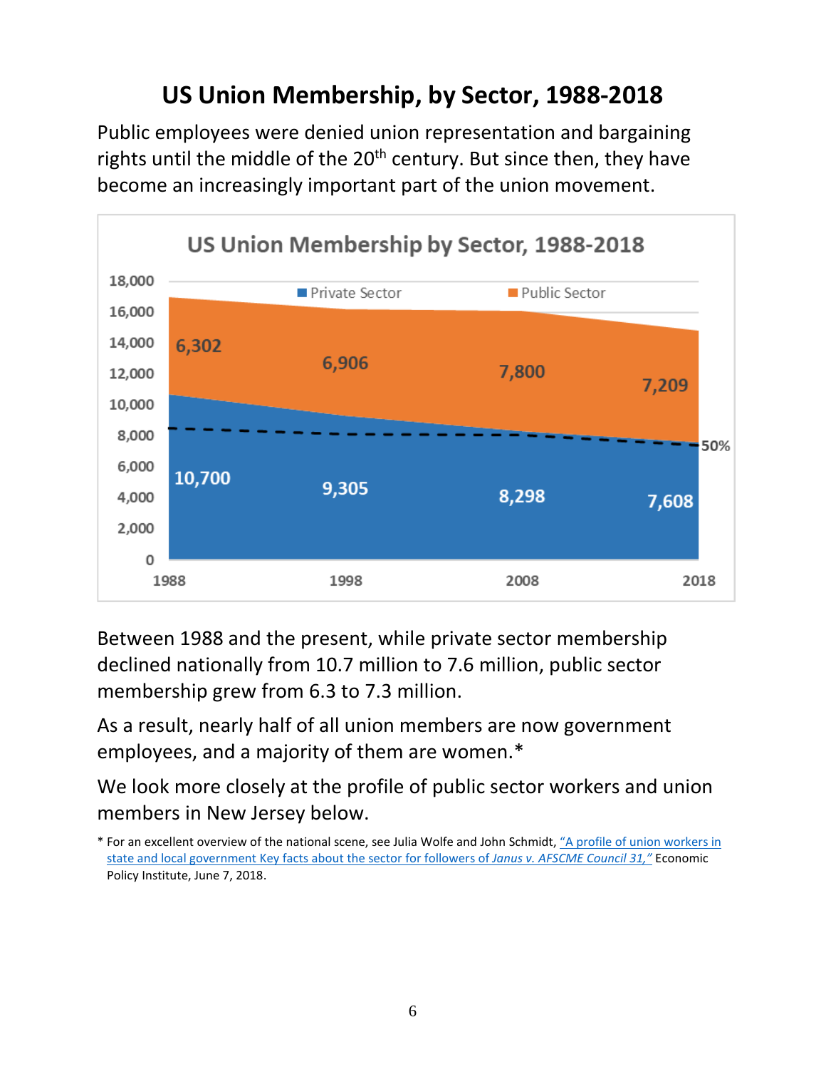# US Union Membership, by Sector, 1988-2018

Public employees were denied union representation and bargaining rights until the middle of the 20th century. But since then, they have become an increasingly important part of the union movement.

**US Union Membership by Sector, 1988-2018**

| Year | Private Sector | Public Sector |
|---|---|---|
| 1988 | 10,700 | 6,302 |
| 1998 | 9,305 | 6,906 |
| 2008 | 8,298 | 7,800 |
| 2018 | 7,608 | 7,209 |

Between 1988 and the present, while private sector membership declined nationally from 10.7 million to 7.6 million, public sector membership grew from 6.3 to 7.3 million.

As a result, nearly half of all union members are now government employees, and a majority of them are women.*

We look more closely at the profile of public sector workers and union members in New Jersey below.

\* For an excellent overview of the national scene, see Julia Wolfe and John Schmidt, "A profile of union workers in state and local government Key facts about the sector for followers of *Janus v. AFSCME Council 31*," Economic Policy Institute, June 7, 2018.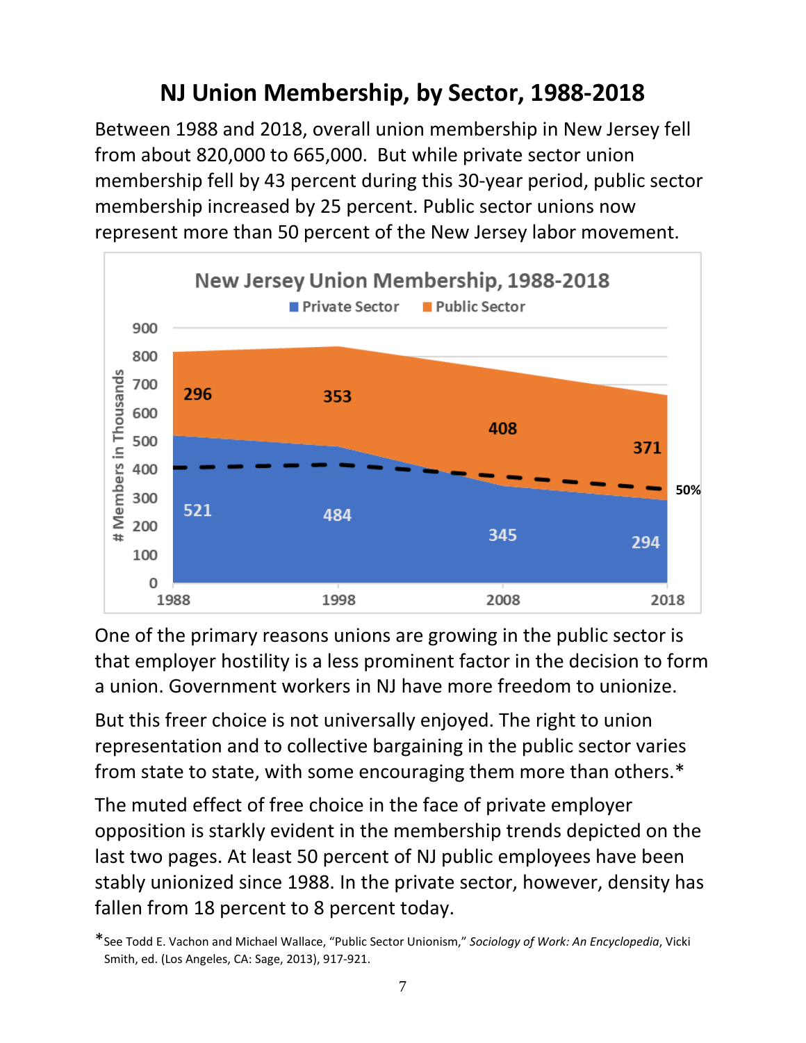# NJ Union Membership, by Sector, 1988-2018

Between 1988 and 2018, overall union membership in New Jersey fell from about 820,000 to 665,000. But while private sector union membership fell by 43 percent during this 30-year period, public sector membership increased by 25 percent. Public sector unions now represent more than 50 percent of the New Jersey labor movement.

**New Jersey Union Membership, 1988-2018**

| # Members in Thousands | 1988 | 1998 | 2008 | 2018 |
|---|---|---|---|---|
| Private Sector | 521 | 484 | 345 | 294 |
| Public Sector | 296 | 353 | 408 | 371 |

One of the primary reasons unions are growing in the public sector is that employer hostility is a less prominent factor in the decision to form a union. Government workers in NJ have more freedom to unionize.

But this freer choice is not universally enjoyed. The right to union representation and to collective bargaining in the public sector varies from state to state, with some encouraging them more than others.*

The muted effect of free choice in the face of private employer opposition is starkly evident in the membership trends depicted on the last two pages. At least 50 percent of NJ public employees have been stably unionized since 1988. In the private sector, however, density has fallen from 18 percent to 8 percent today.

*See Todd E. Vachon and Michael Wallace, "Public Sector Unionism," *Sociology of Work: An Encyclopedia*, Vicki Smith, ed. (Los Angeles, CA: Sage, 2013), 917-921.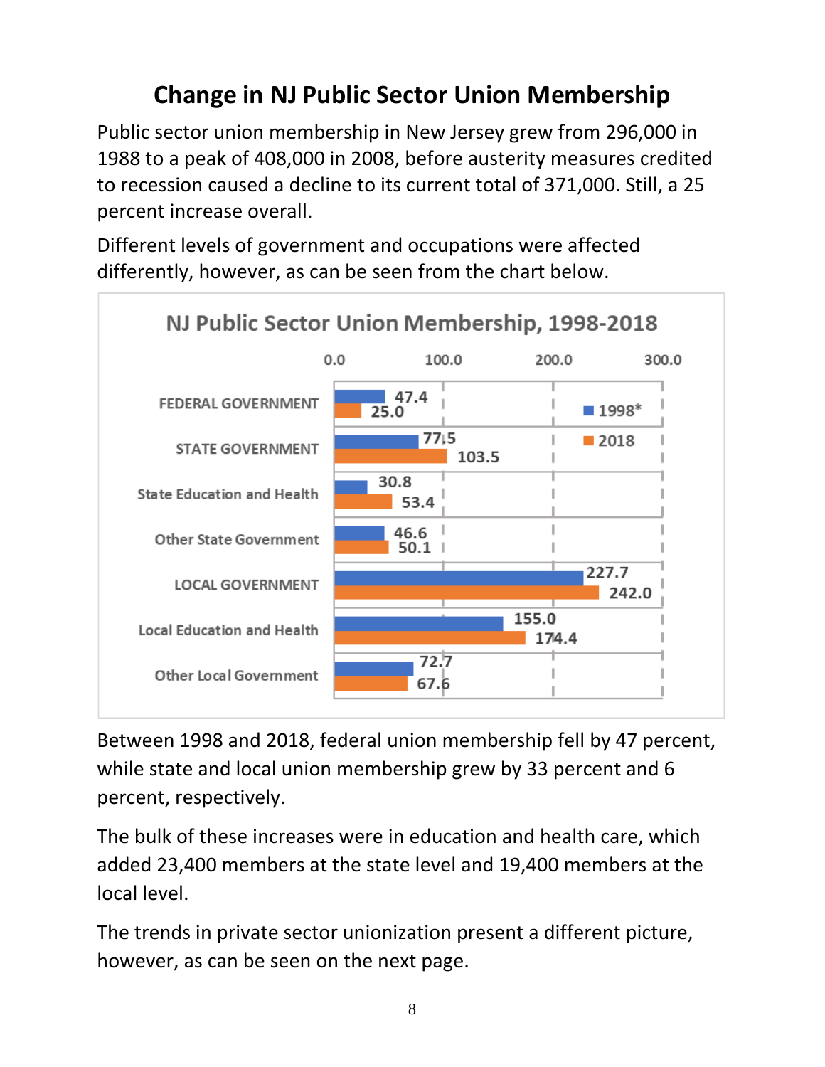# Change in NJ Public Sector Union Membership

Public sector union membership in New Jersey grew from 296,000 in 1988 to a peak of 408,000 in 2008, before austerity measures credited to recession caused a decline to its current total of 371,000. Still, a 25 percent increase overall.

Different levels of government and occupations were affected differently, however, as can be seen from the chart below.

**NJ Public Sector Union Membership, 1998-2018**

| | 1998* | 2018 |
|---|---|---|
| FEDERAL GOVERNMENT | 47.4 | 25.0 |
| STATE GOVERNMENT | 77.5 | 103.5 |
| State Education and Health | 30.8 | 53.4 |
| Other State Government | 46.6 | 50.1 |
| LOCAL GOVERNMENT | 227.7 | 242.0 |
| Local Education and Health | 155.0 | 174.4 |
| Other Local Government | 72.7 | 67.6 |

Between 1998 and 2018, federal union membership fell by 47 percent, while state and local union membership grew by 33 percent and 6 percent, respectively.

The bulk of these increases were in education and health care, which added 23,400 members at the state level and 19,400 members at the local level.

The trends in private sector unionization present a different picture, however, as can be seen on the next page.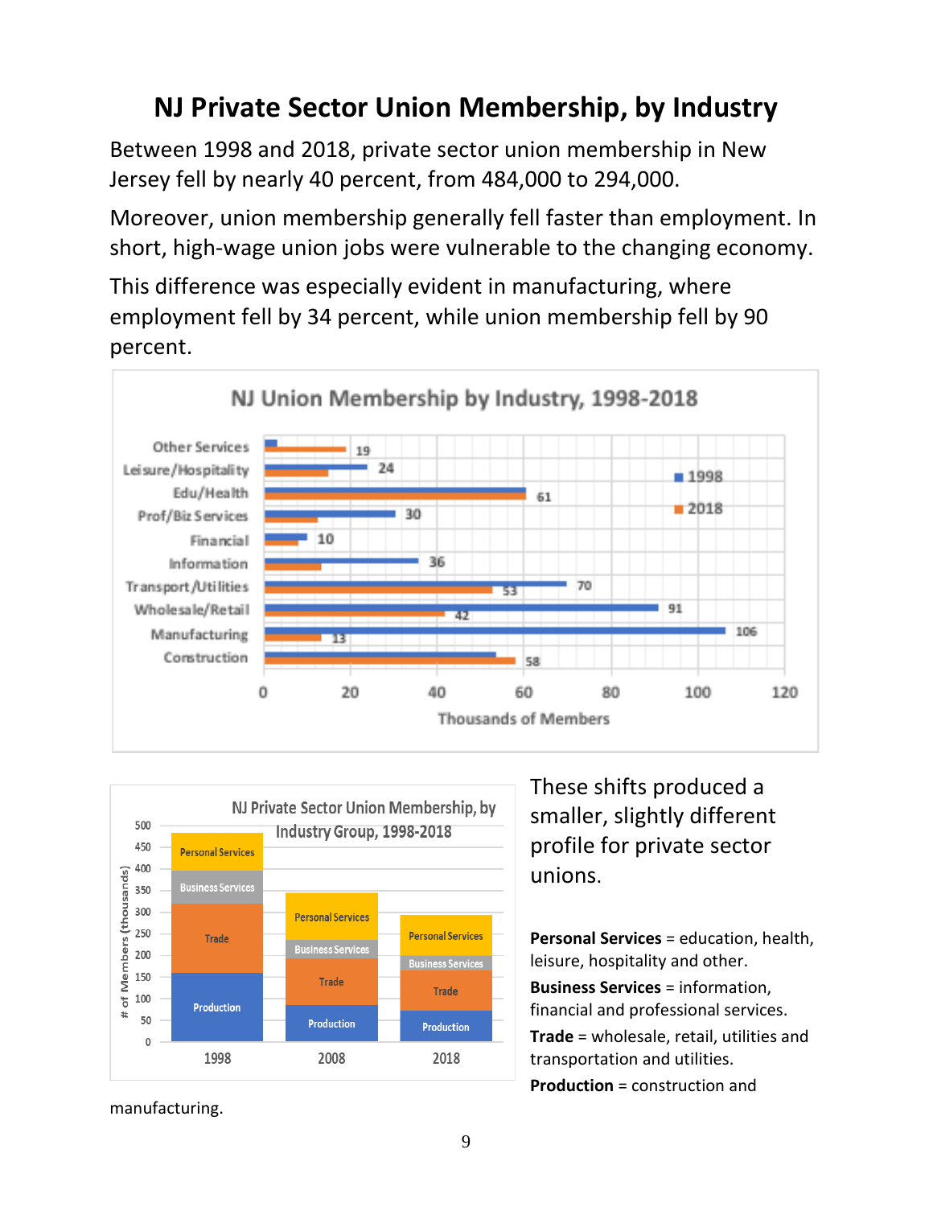# NJ Private Sector Union Membership, by Industry

Between 1998 and 2018, private sector union membership in New Jersey fell by nearly 40 percent, from 484,000 to 294,000.

Moreover, union membership generally fell faster than employment. In short, high-wage union jobs were vulnerable to the changing economy.

This difference was especially evident in manufacturing, where employment fell by 34 percent, while union membership fell by 90 percent.

These shifts produced a smaller, slightly different profile for private sector unions.

**Personal Services** = education, health, leisure, hospitality and other.

**Business Services** = information, financial and professional services.

**Trade** = wholesale, retail, utilities and transportation and utilities.

**Production** = construction and manufacturing.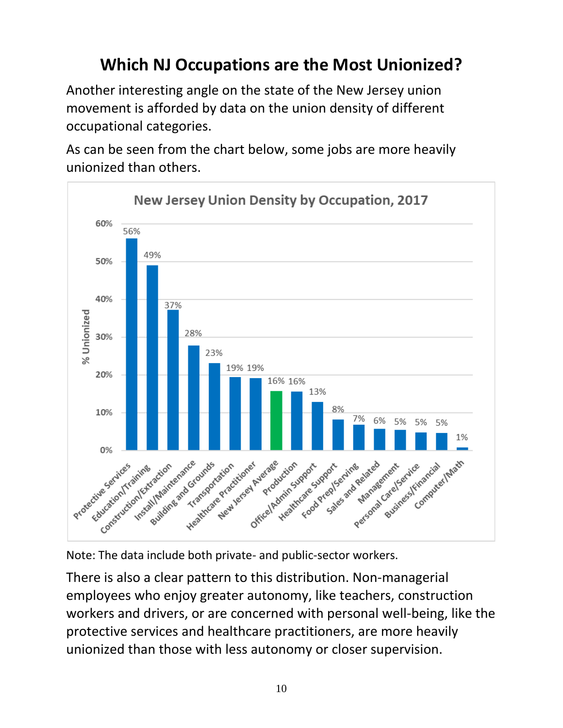# Which NJ Occupations are the Most Unionized?

Another interesting angle on the state of the New Jersey union movement is afforded by data on the union density of different occupational categories.

As can be seen from the chart below, some jobs are more heavily unionized than others.

**New Jersey Union Density by Occupation, 2017**

| Occupation | % Unionized |
|---|---|
| Protective Services | 56% |
| Education/Training | 49% |
| Construction/Extraction | 37% |
| Install/Maintenance | 28% |
| Building and Grounds | 23% |
| Transportation | 19% |
| Healthcare Practitioner | 19% |
| New Jersey Average | 16% |
| Production | 16% |
| Office/Admin Support | 13% |
| Healthcare Support | 8% |
| Food Prep/Serving | 7% |
| Sales and Related | 6% |
| Management | 5% |
| Personal Care/Service | 5% |
| Business/Financial | 5% |
| Computer/Math | 1% |

Note: The data include both private- and public-sector workers.

There is also a clear pattern to this distribution. Non-managerial employees who enjoy greater autonomy, like teachers, construction workers and drivers, or are concerned with personal well-being, like the protective services and healthcare practitioners, are more heavily unionized than those with less autonomy or closer supervision.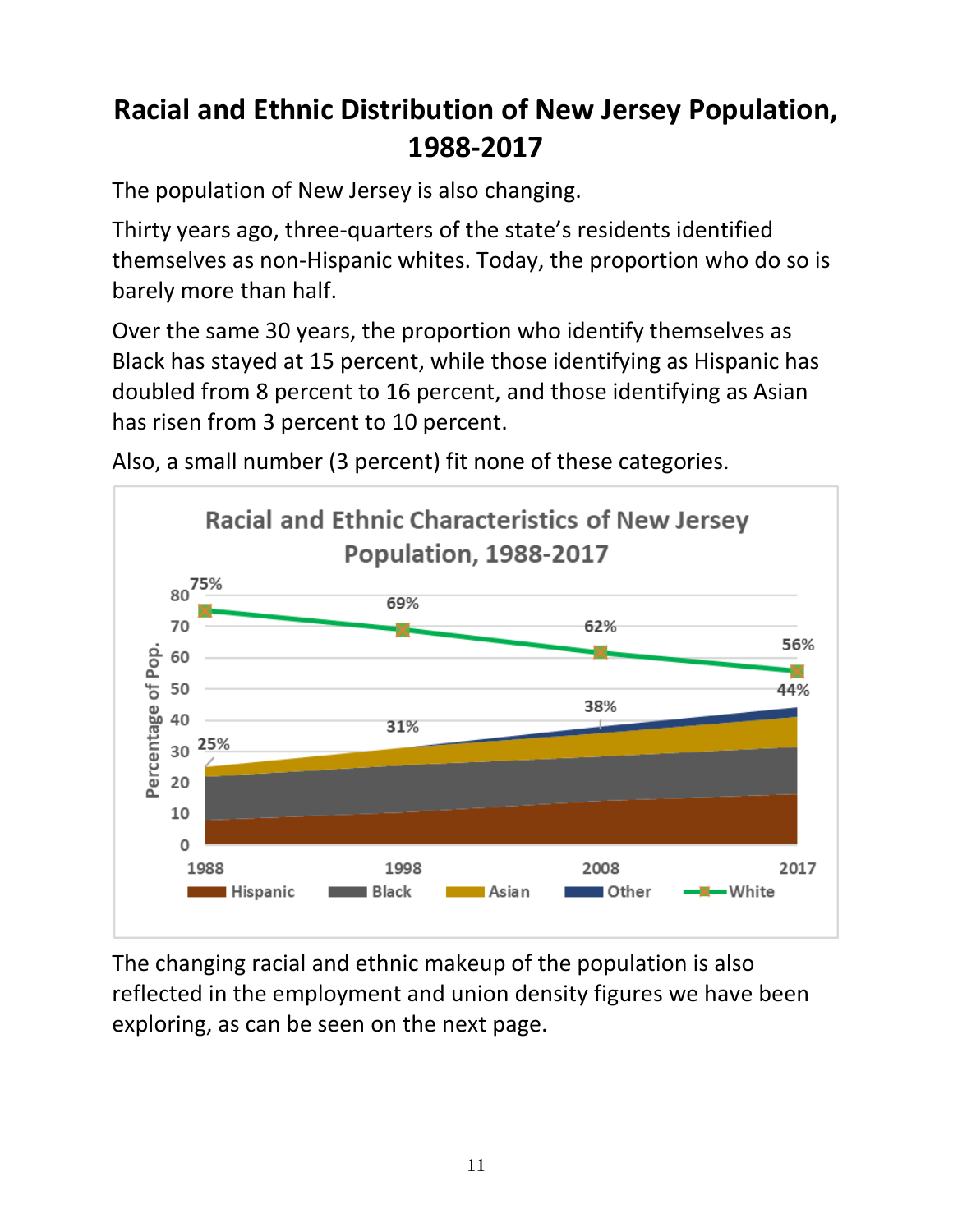# Racial and Ethnic Distribution of New Jersey Population, 1988-2017

The population of New Jersey is also changing.

Thirty years ago, three-quarters of the state's residents identified themselves as non-Hispanic whites. Today, the proportion who do so is barely more than half.

Over the same 30 years, the proportion who identify themselves as Black has stayed at 15 percent, while those identifying as Hispanic has doubled from 8 percent to 16 percent, and those identifying as Asian has risen from 3 percent to 10 percent.

Also, a small number (3 percent) fit none of these categories.

The changing racial and ethnic makeup of the population is also reflected in the employment and union density figures we have been exploring, as can be seen on the next page.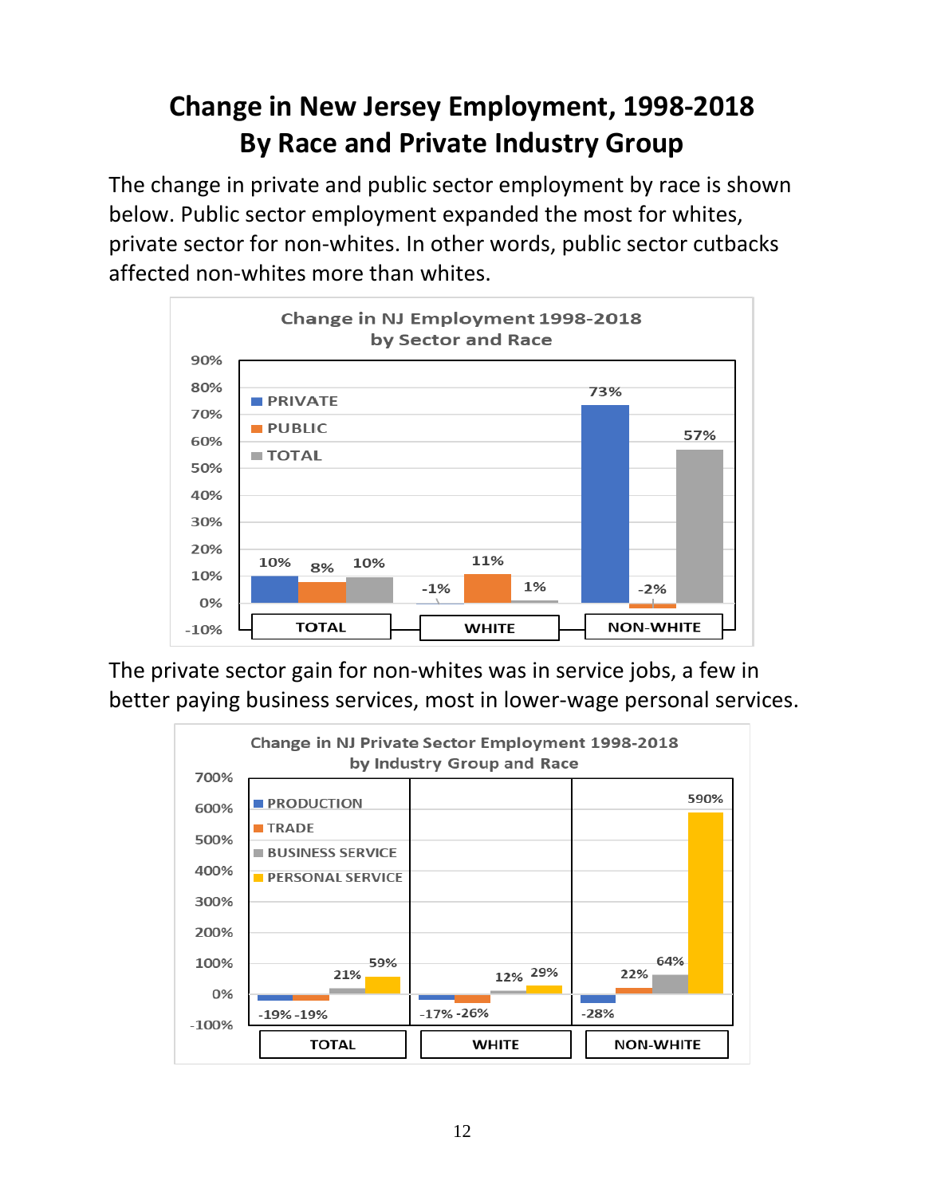# Change in New Jersey Employment, 1998-2018
# By Race and Private Industry Group

The change in private and public sector employment by race is shown below. Public sector employment expanded the most for whites, private sector for non-whites. In other words, public sector cutbacks affected non-whites more than whites.

**Change in NJ Employment 1998-2018 by Sector and Race**

| | PRIVATE | PUBLIC | TOTAL |
|---|---|---|---|
| TOTAL | 10% | 8% | 10% |
| WHITE | -1% | 11% | 1% |
| NON-WHITE | 73% | -2% | 57% |

The private sector gain for non-whites was in service jobs, a few in better paying business services, most in lower-wage personal services.

**Change in NJ Private Sector Employment 1998-2018 by Industry Group and Race**

| | PRODUCTION | TRADE | BUSINESS SERVICE | PERSONAL SERVICE |
|---|---|---|---|---|
| TOTAL | -19% | -19% | 21% | 59% |
| WHITE | -17% | -26% | 12% | 29% |
| NON-WHITE | -28% | 22% | 64% | 590% |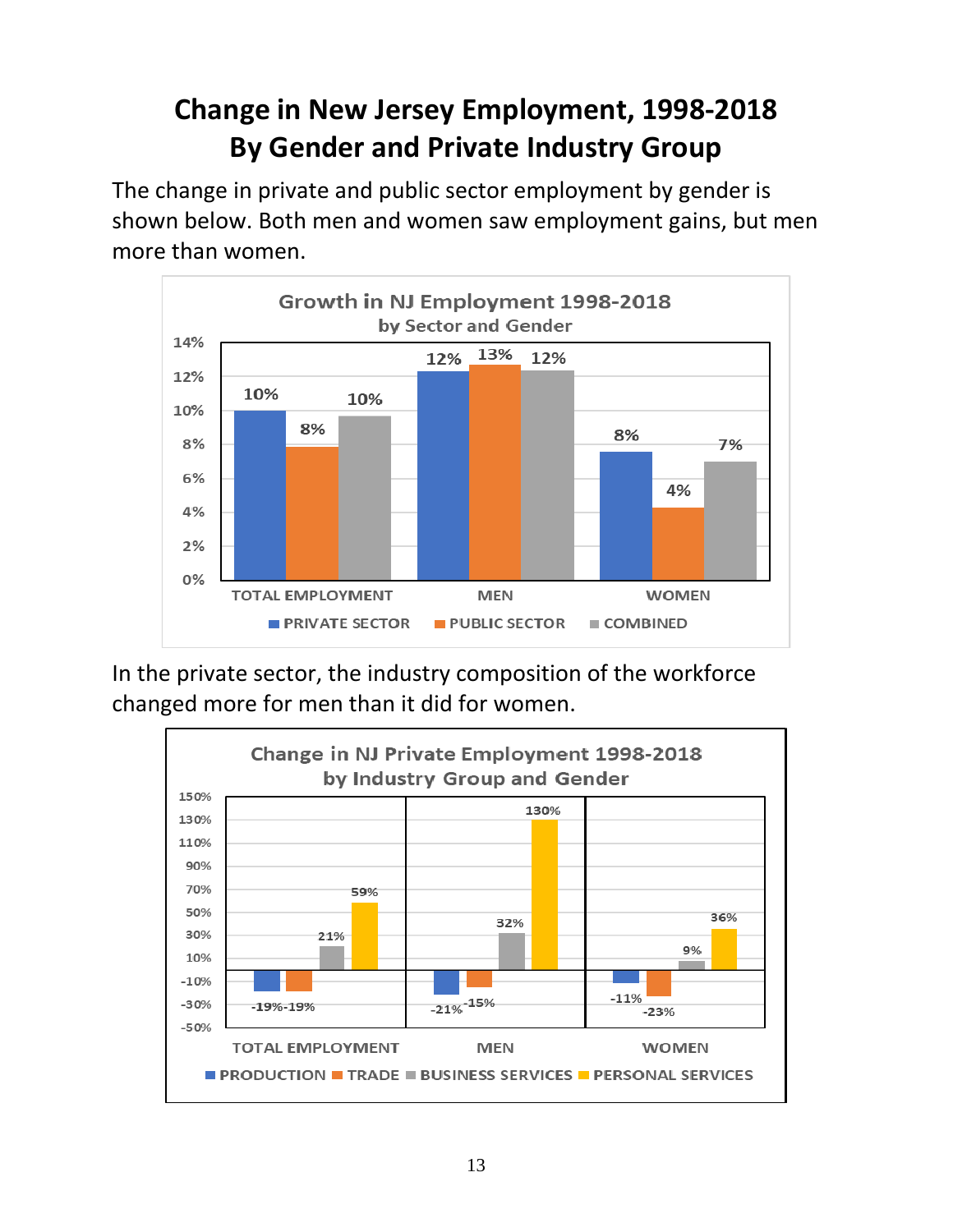# Change in New Jersey Employment, 1998-2018
# By Gender and Private Industry Group

The change in private and public sector employment by gender is shown below. Both men and women saw employment gains, but men more than women.

**Growth in NJ Employment 1998-2018 by Sector and Gender**

| | PRIVATE SECTOR | PUBLIC SECTOR | COMBINED |
|---|---|---|---|
| TOTAL EMPLOYMENT | 10% | 8% | 10% |
| MEN | 12% | 13% | 12% |
| WOMEN | 8% | 4% | 7% |

In the private sector, the industry composition of the workforce changed more for men than it did for women.

**Change in NJ Private Employment 1998-2018 by Industry Group and Gender**

| | PRODUCTION | TRADE | BUSINESS SERVICES | PERSONAL SERVICES |
|---|---|---|---|---|
| TOTAL EMPLOYMENT | -19% | -19% | 21% | 59% |
| MEN | -21% | -15% | 32% | 130% |
| WOMEN | -11% | -23% | 9% | 36% |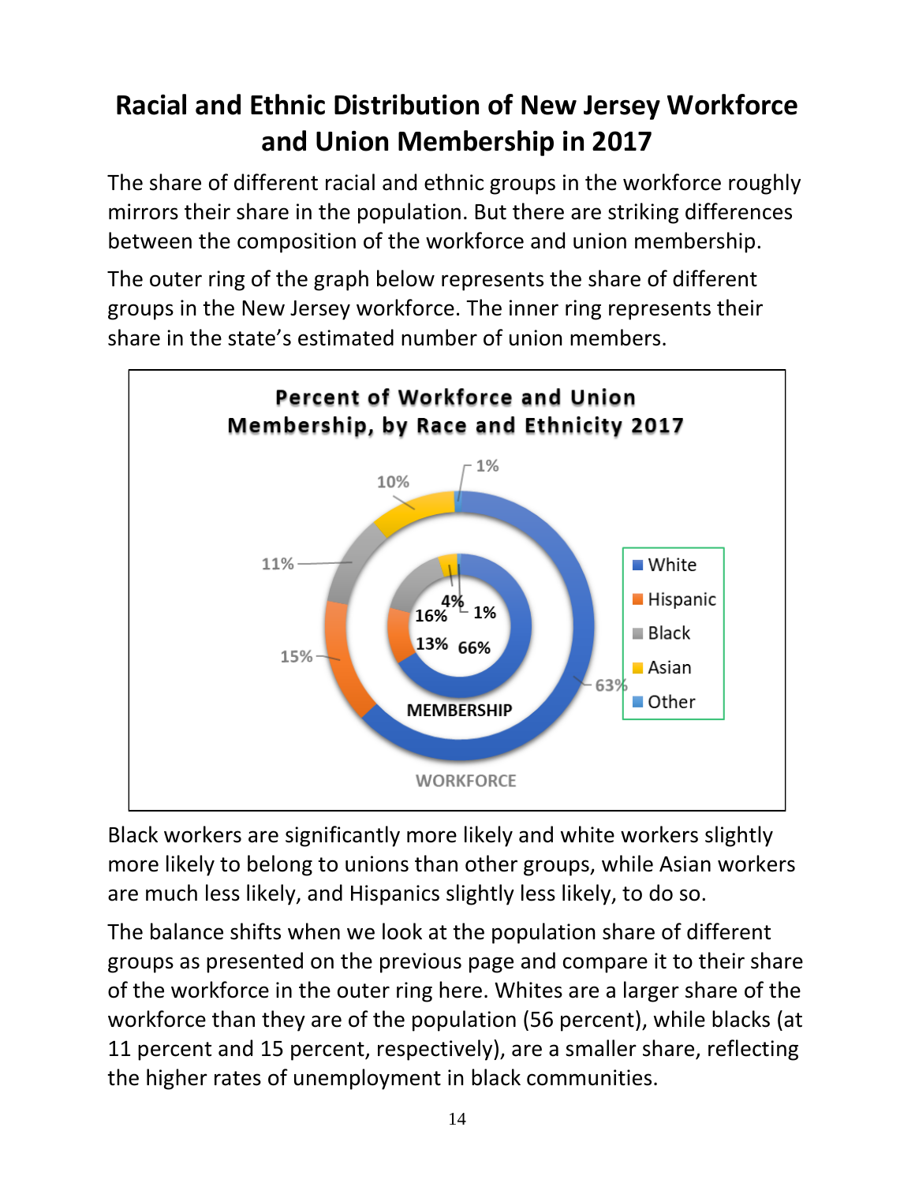# Racial and Ethnic Distribution of New Jersey Workforce and Union Membership in 2017

The share of different racial and ethnic groups in the workforce roughly mirrors their share in the population. But there are striking differences between the composition of the workforce and union membership.

The outer ring of the graph below represents the share of different groups in the New Jersey workforce. The inner ring represents their share in the state's estimated number of union members.

**Percent of Workforce and Union Membership, by Race and Ethnicity 2017**

| | White | Hispanic | Black | Asian | Other |
|---|---|---|---|---|---|
| Workforce | 63% | 15% | 11% | 10% | 1% |
| Membership | 66% | 13% | 16% | 4% | 1% |

Black workers are significantly more likely and white workers slightly more likely to belong to unions than other groups, while Asian workers are much less likely, and Hispanics slightly less likely, to do so.

The balance shifts when we look at the population share of different groups as presented on the previous page and compare it to their share of the workforce in the outer ring here. Whites are a larger share of the workforce than they are of the population (56 percent), while blacks (at 11 percent and 15 percent, respectively), are a smaller share, reflecting the higher rates of unemployment in black communities.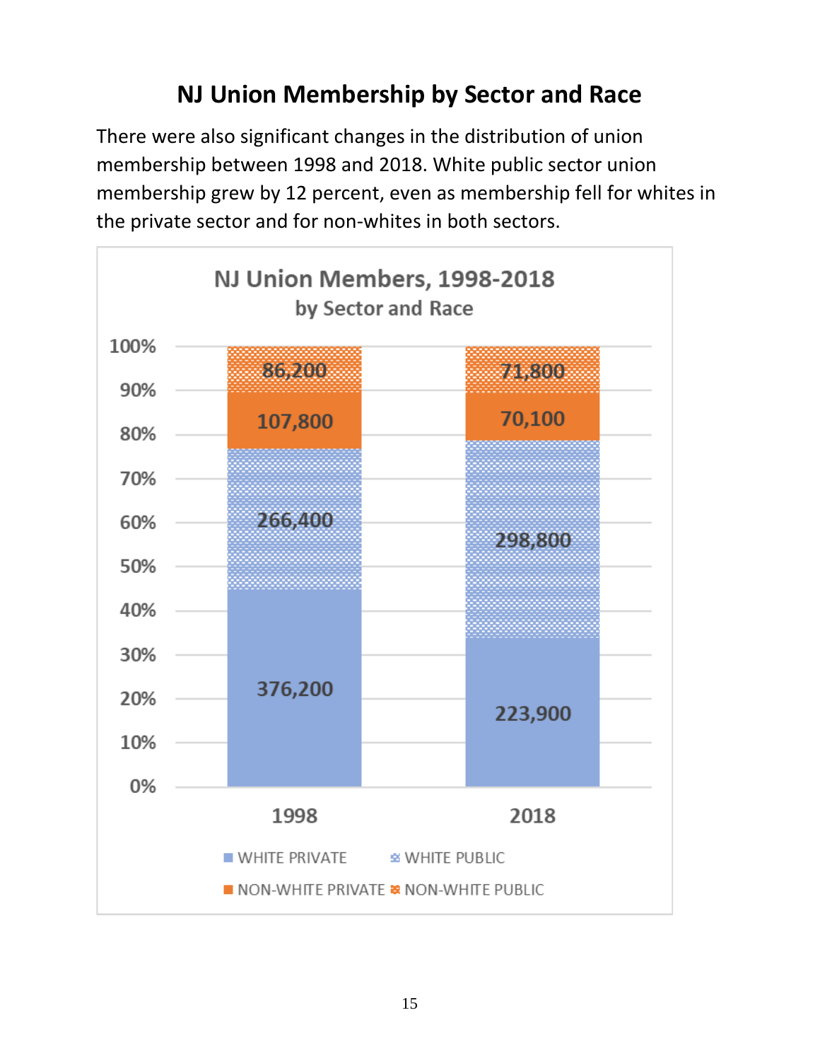## NJ Union Membership by Sector and Race

There were also significant changes in the distribution of union membership between 1998 and 2018. White public sector union membership grew by 12 percent, even as membership fell for whites in the private sector and for non-whites in both sectors.

**NJ Union Members, 1998-2018**
**by Sector and Race**

| | 1998 | 2018 |
|---|---|---|
| WHITE PRIVATE | 376,200 | 223,900 |
| WHITE PUBLIC | 266,400 | 298,800 |
| NON-WHITE PRIVATE | 107,800 | 70,100 |
| NON-WHITE PUBLIC | 86,200 | 71,800 |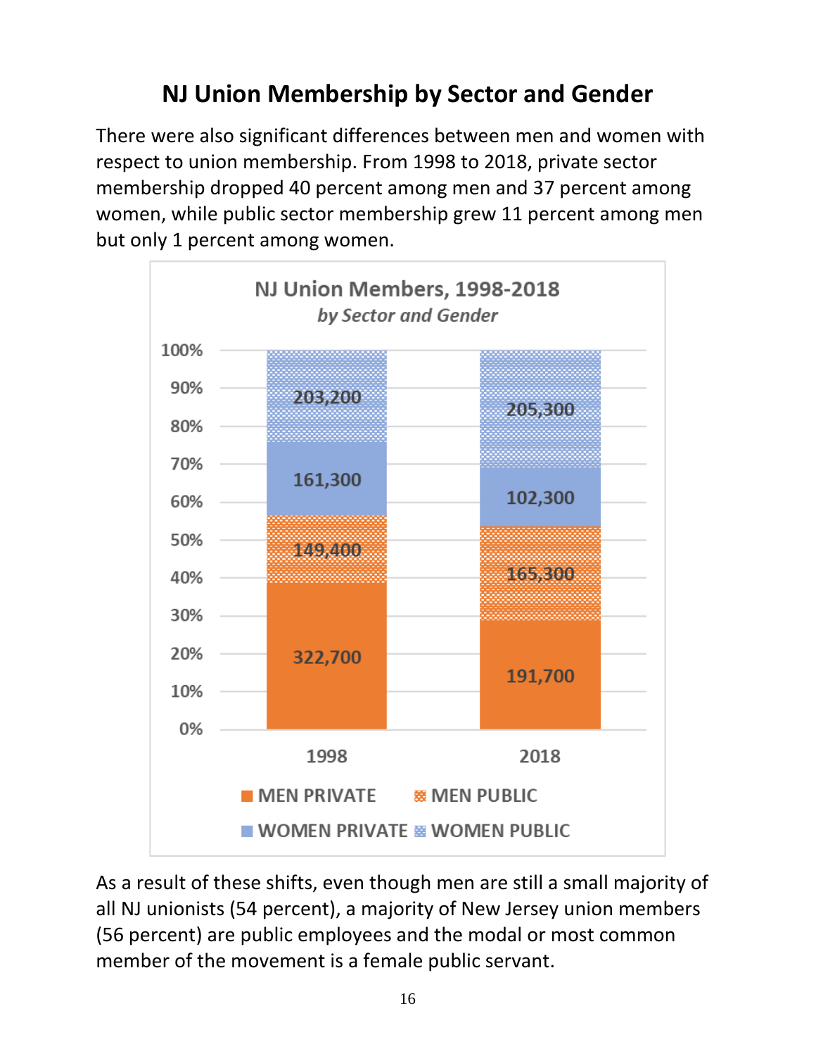# NJ Union Membership by Sector and Gender

There were also significant differences between men and women with respect to union membership. From 1998 to 2018, private sector membership dropped 40 percent among men and 37 percent among women, while public sector membership grew 11 percent among men but only 1 percent among women.

**NJ Union Members, 1998-2018**
*by Sector and Gender*

| | 1998 | 2018 |
|---|---|---|
| MEN PRIVATE | 322,700 | 191,700 |
| MEN PUBLIC | 149,400 | 165,300 |
| WOMEN PRIVATE | 161,300 | 102,300 |
| WOMEN PUBLIC | 203,200 | 205,300 |

As a result of these shifts, even though men are still a small majority of all NJ unionists (54 percent), a majority of New Jersey union members (56 percent) are public employees and the modal or most common member of the movement is a female public servant.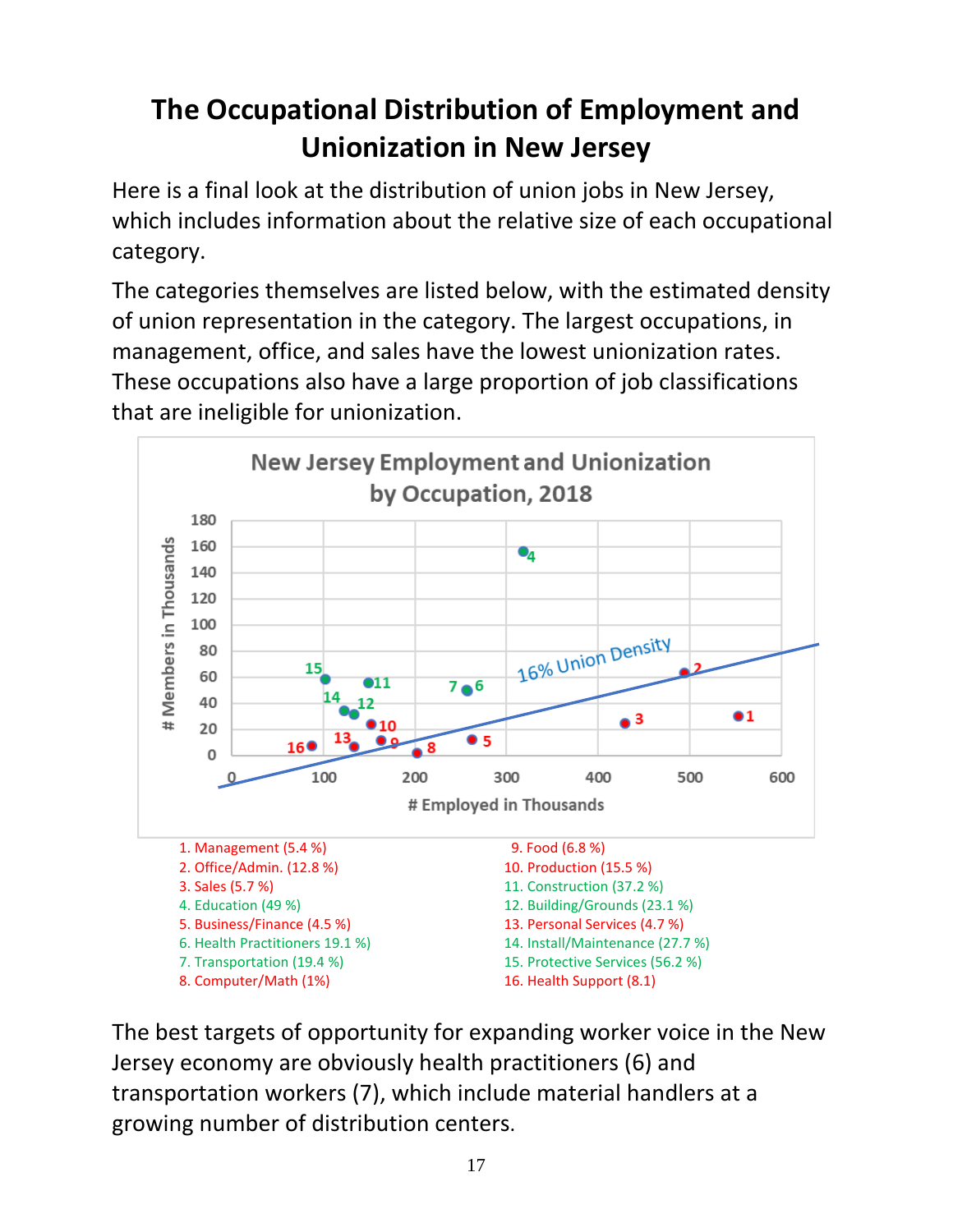# The Occupational Distribution of Employment and Unionization in New Jersey

Here is a final look at the distribution of union jobs in New Jersey, which includes information about the relative size of each occupational category.

The categories themselves are listed below, with the estimated density of union representation in the category. The largest occupations, in management, office, and sales have the lowest unionization rates. These occupations also have a large proportion of job classifications that are ineligible for unionization.

**New Jersey Employment and Unionization by Occupation, 2018**

1. Management (5.4 %)
2. Office/Admin. (12.8 %)
3. Sales (5.7 %)
4. Education (49 %)
5. Business/Finance (4.5 %)
6. Health Practitioners 19.1 %)
7. Transportation (19.4 %)
8. Computer/Math (1%)
9. Food (6.8 %)
10. Production (15.5 %)
11. Construction (37.2 %)
12. Building/Grounds (23.1 %)
13. Personal Services (4.7 %)
14. Install/Maintenance (27.7 %)
15. Protective Services (56.2 %)
16. Health Support (8.1)

The best targets of opportunity for expanding worker voice in the New Jersey economy are obviously health practitioners (6) and transportation workers (7), which include material handlers at a growing number of distribution centers.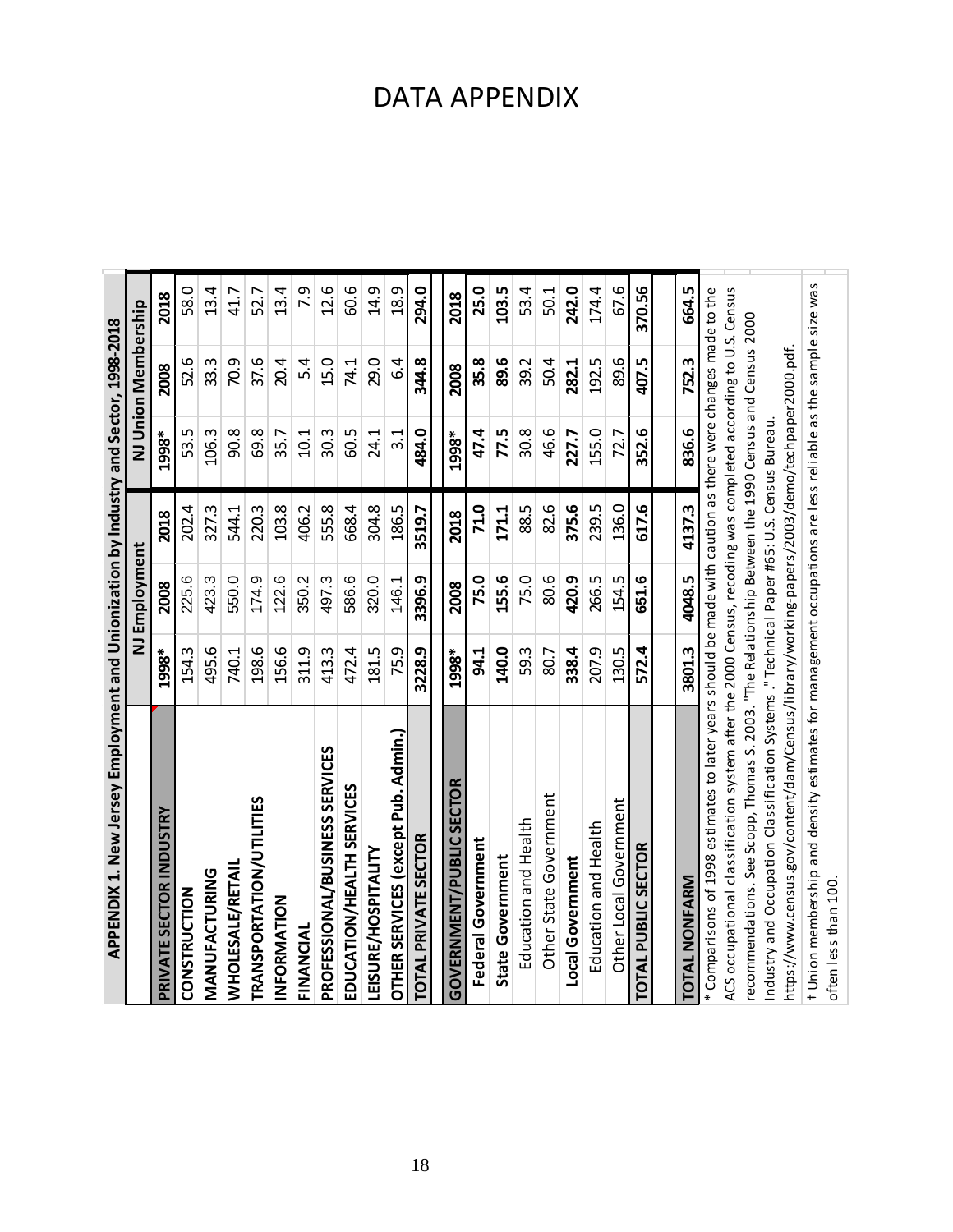# DATA APPENDIX

**APPENDIX 1. New Jersey Employment and Unionization by Industry and Sector, 1998-2018**

| | NJ Employment | | | NJ Union Membership | | |
|---|---|---|---|---|---|---|
| **PRIVATE SECTOR INDUSTRY** | **1998*** | **2008** | **2018** | **1998*** | **2008** | **2018** |
| **CONSTRUCTION** | 154.3 | 225.6 | 202.4 | 53.5 | 52.6 | 58.0 |
| **MANUFACTURING** | 495.6 | 423.3 | 327.3 | 106.3 | 33.3 | 13.4 |
| **WHOLESALE/RETAIL** | 740.1 | 550.0 | 544.1 | 90.8 | 70.9 | 41.7 |
| **TRANSPORTATION/UTILITIES** | 198.6 | 174.9 | 220.3 | 69.8 | 37.6 | 52.7 |
| **INFORMATION** | 156.6 | 122.6 | 103.8 | 35.7 | 20.4 | 13.4 |
| **FINANCIAL** | 311.9 | 350.2 | 406.2 | 10.1 | 5.4 | 7.9 |
| **PROFESSIONAL/BUSINESS SERVICES** | 413.3 | 497.3 | 555.8 | 30.3 | 15.0 | 12.6 |
| **EDUCATION/HEALTH SERVICES** | 472.4 | 586.6 | 668.4 | 60.5 | 74.1 | 60.6 |
| **LEISURE/HOSPITALITY** | 181.5 | 320.0 | 304.8 | 24.1 | 29.0 | 14.9 |
| **OTHER SERVICES (except Pub. Admin.)** | 75.9 | 146.1 | 186.5 | 3.1 | 6.4 | 18.9 |
| **TOTAL PRIVATE SECTOR** | **3228.9** | **3396.9** | **3519.7** | **484.0** | **344.8** | **294.0** |
| | | | | | | |
| **GOVERNMENT/PUBLIC SECTOR** | **1998*** | **2008** | **2018** | **1998*** | **2008** | **2018** |
| **Federal Government** | **94.1** | **75.0** | **71.0** | **47.4** | **35.8** | **25.0** |
| **State Government** | **140.0** | **155.6** | **171.1** | **77.5** | **89.6** | **103.5** |
| Education and Health | 59.3 | 75.0 | 88.5 | 30.8 | 39.2 | 53.4 |
| Other State Government | 80.7 | 80.6 | 82.6 | 46.6 | 50.4 | 50.1 |
| **Local Government** | **338.4** | **420.9** | **375.6** | **227.7** | **282.1** | **242.0** |
| Education and Health | 207.9 | 266.5 | 239.5 | 155.0 | 192.5 | 174.4 |
| Other Local Government | 130.5 | 154.5 | 136.0 | 72.7 | 89.6 | 67.6 |
| **TOTAL PUBLIC SECTOR** | **572.4** | **651.6** | **617.6** | **352.6** | **407.5** | **370.56** |
| | | | | | | |
| **TOTAL NONFARM** | **3801.3** | **4048.5** | **4137.3** | **836.6** | **752.3** | **664.5** |

* Comparisons of 1998 estimates to later years should be made with caution as there were changes made to the ACS occupational classification system after the 2000 Census, recoding was completed according to U.S. Census recommendations. See Scopp, Thomas S. 2003. "The Relationship Between the 1990 Census and Census 2000 Industry and Occupation Classification Systems." Technical Paper #65: U.S. Census Bureau. https://www.census.gov/content/dam/Census/library/working-papers/2003/demo/techpaper2000.pdf.

† Union membership and density estimates for management occupations are less reliable as the sample size was often less than 100.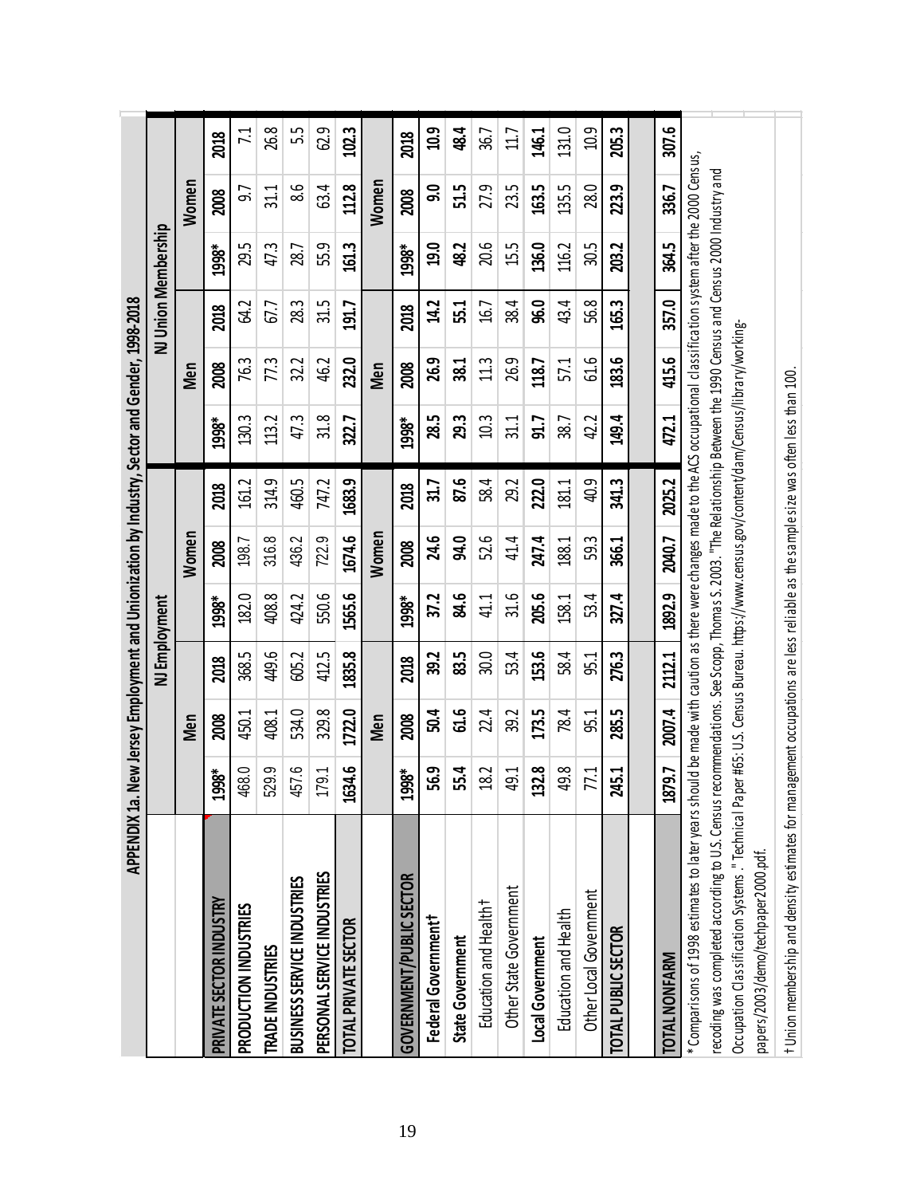# APPENDIX 1a. New Jersey Employment and Unionization by Industry, Sector and Gender, 1998-2018

| | NJ Employment | | | | | | NJ Union Membership | | | | | |
|---|---|---|---|---|---|---|---|---|---|---|---|---|
| | Men | | | Women | | | Men | | | Women | | |
| PRIVATE SECTOR INDUSTRY | 1998* | 2008 | 2018 | 1998* | 2008 | 2018 | 1998* | 2008 | 2018 | 1998* | 2008 | 2018 |
| PRODUCTION INDUSTRIES | 468.0 | 450.1 | 368.5 | 182.0 | 198.7 | 161.2 | 130.3 | 76.3 | 64.2 | 29.5 | 9.7 | 7.1 |
| TRADE INDUSTRIES | 529.9 | 408.1 | 449.6 | 408.8 | 316.8 | 314.9 | 113.2 | 77.3 | 67.7 | 47.3 | 31.1 | 26.8 |
| BUSINESS SERVICE INDUSTRIES | 457.6 | 534.0 | 605.2 | 424.2 | 436.2 | 460.5 | 47.3 | 32.2 | 28.3 | 28.7 | 8.6 | 5.5 |
| PERSONAL SERVICE INDUSTRIES | 179.1 | 329.8 | 412.5 | 550.6 | 722.9 | 747.2 | 31.8 | 46.2 | 31.5 | 55.9 | 63.4 | 62.9 |
| **TOTAL PRIVATE SECTOR** | **1634.6** | **1722.0** | **1835.8** | **1565.6** | **1674.6** | **1683.9** | **322.7** | **232.0** | **191.7** | **161.3** | **112.8** | **102.3** |
| | Men | | | Women | | | Men | | | Women | | |
| GOVERNMENT/PUBLIC SECTOR | 1998* | 2008 | 2018 | 1998* | 2008 | 2018 | 1998* | 2008 | 2018 | 1998* | 2008 | 2018 |
| **Federal Government†** | **56.9** | **50.4** | **39.2** | **37.2** | **24.6** | **31.7** | **28.5** | **26.9** | **14.2** | **19.0** | **9.0** | **10.9** |
| **State Government** | **55.4** | **61.6** | **83.5** | **84.6** | **94.0** | **87.6** | **29.3** | **38.1** | **55.1** | **48.2** | **51.5** | **48.4** |
| Education and Health† | 18.2 | 22.4 | 30.0 | 41.1 | 52.6 | 58.4 | 10.3 | 11.3 | 16.7 | 20.6 | 27.9 | 36.7 |
| Other State Government | 49.1 | 39.2 | 53.4 | 31.6 | 41.4 | 29.2 | 31.1 | 26.9 | 38.4 | 15.5 | 23.5 | 11.7 |
| **Local Government** | **132.8** | **173.5** | **153.6** | **205.6** | **247.4** | **222.0** | **91.7** | **118.7** | **96.0** | **136.0** | **163.5** | **146.1** |
| Education and Health | 49.8 | 78.4 | 58.4 | 158.1 | 188.1 | 181.1 | 38.7 | 57.1 | 43.4 | 116.2 | 135.5 | 131.0 |
| Other Local Government | 77.1 | 95.1 | 95.1 | 53.4 | 59.3 | 40.9 | 42.2 | 61.6 | 56.8 | 30.5 | 28.0 | 10.9 |
| **TOTAL PUBLIC SECTOR** | **245.1** | **285.5** | **276.3** | **327.4** | **366.1** | **341.3** | **149.4** | **183.6** | **165.3** | **203.2** | **223.9** | **205.3** |
| | | | | | | | | | | | | |
| **TOTAL NONFARM** | **1879.7** | **2007.4** | **2112.1** | **1892.9** | **2040.7** | **2025.2** | **472.1** | **415.6** | **357.0** | **364.5** | **336.7** | **307.6** |

* Comparisons of 1998 estimates to later years should be made with caution as there were changes made to the ACS occupational classification system after the 2000 Census, recoding was completed according to U.S. Census recommendations. See Scopp, Thomas S. 2003. "The Relationship Between the 1990 Census and Census 2000 Industry and Occupation Classification Systems." Technical Paper #65: U.S. Census Bureau. https://www.census.gov/content/dam/Census/library/working-papers/2003/demo/techpaper2000.pdf.

† Union membership and density estimates for management occupations are less reliable as the sample size was often less than 100.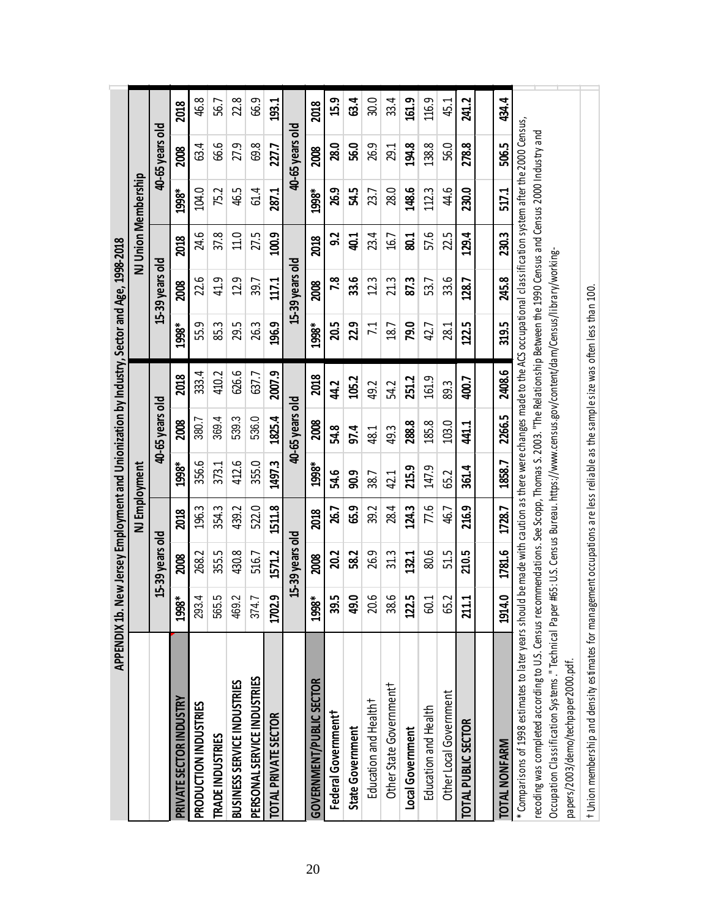# APPENDIX 1b. New Jersey Employment and Unionization by Industry, Sector and Age, 1998-2018

| | NJ Employment | | | | | | NJ Union Membership | | | | | |
|---|---|---|---|---|---|---|---|---|---|---|---|---|
| | 15-39 years old | | | 40-65 years old | | | 15-39 years old | | | 40-65 years old | | |
| PRIVATE SECTOR INDUSTRY | 1998* | 2008 | 2018 | 1998* | 2008 | 2018 | 1998* | 2008 | 2018 | 1998* | 2008 | 2018 |
| PRODUCTION INDUSTRIES | 293.4 | 268.2 | 196.3 | 356.6 | 380.7 | 333.4 | 55.9 | 22.6 | 24.6 | 104.0 | 63.4 | 46.8 |
| TRADE INDUSTRIES | 565.5 | 355.5 | 354.3 | 373.1 | 369.4 | 410.2 | 85.3 | 41.9 | 37.8 | 75.2 | 66.6 | 56.7 |
| BUSINESS SERVICE INDUSTRIES | 469.2 | 430.8 | 439.2 | 412.6 | 539.3 | 626.6 | 29.5 | 12.9 | 11.0 | 46.5 | 27.9 | 22.8 |
| PERSONAL SERVICE INDUSTRIES | 374.7 | 516.7 | 522.0 | 355.0 | 536.0 | 637.7 | 26.3 | 39.7 | 27.5 | 61.4 | 69.8 | 66.9 |
| TOTAL PRIVATE SECTOR | 1702.9 | 1571.2 | 1511.8 | 1497.3 | 1825.4 | 2007.9 | 196.9 | 117.1 | 100.9 | 287.1 | 227.7 | 193.1 |
| | 15-39 years old | | | 40-65 years old | | | 15-39 years old | | | 40-65 years old | | |
| GOVERNMENT/PUBLIC SECTOR | 1998* | 2008 | 2018 | 1998* | 2008 | 2018 | 1998* | 2008 | 2018 | 1998* | 2008 | 2018 |
| Federal Government† | 39.5 | 20.2 | 26.7 | 54.6 | 54.8 | 44.2 | 20.5 | 7.8 | 9.2 | 26.9 | 28.0 | 15.9 |
| State Government | 49.0 | 58.2 | 65.9 | 90.9 | 97.4 | 105.2 | 22.9 | 33.6 | 40.1 | 54.5 | 56.0 | 63.4 |
| Education and Health† | 20.6 | 26.9 | 39.2 | 38.7 | 48.1 | 49.2 | 7.1 | 12.3 | 23.4 | 23.7 | 26.9 | 30.0 |
| Other State Government† | 38.6 | 31.3 | 28.4 | 42.1 | 49.3 | 54.2 | 18.7 | 21.3 | 16.7 | 28.0 | 29.1 | 33.4 |
| Local Government | 122.5 | 132.1 | 124.3 | 215.9 | 288.8 | 251.2 | 79.0 | 87.3 | 80.1 | 148.6 | 194.8 | 161.9 |
| Education and Health | 60.1 | 80.6 | 77.6 | 147.9 | 185.8 | 161.9 | 42.7 | 53.7 | 57.6 | 112.3 | 138.8 | 116.9 |
| Other Local Government | 65.2 | 51.5 | 46.7 | 65.2 | 103.0 | 89.3 | 28.1 | 33.6 | 22.5 | 44.6 | 56.0 | 45.1 |
| TOTAL PUBLIC SECTOR | 211.1 | 210.5 | 216.9 | 361.4 | 441.1 | 400.7 | 122.5 | 128.7 | 129.4 | 230.0 | 278.8 | 241.2 |
| TOTAL NONFARM | 1914.0 | 1781.6 | 1728.7 | 1858.7 | 2266.5 | 2408.6 | 319.5 | 245.8 | 230.3 | 517.1 | 506.5 | 434.4 |

* Comparisons of 1998 estimates to later years should be made with caution as there were changes made to the ACS occupational classification system after the 2000 Census, recoding was completed according to U.S. Census recommendations. See Scopp, Thomas S. 2003. "The Relationship Between the 1990 Census and Census 2000 Industry and Occupation Classification Systems." Technical Paper #65: U.S. Census Bureau. https://www.census.gov/content/dam/Census/library/working-papers/2003/demo/techpaper2000.pdf.

† Union membership and density estimates for management occupations are less reliable as the sample size was often less than 100.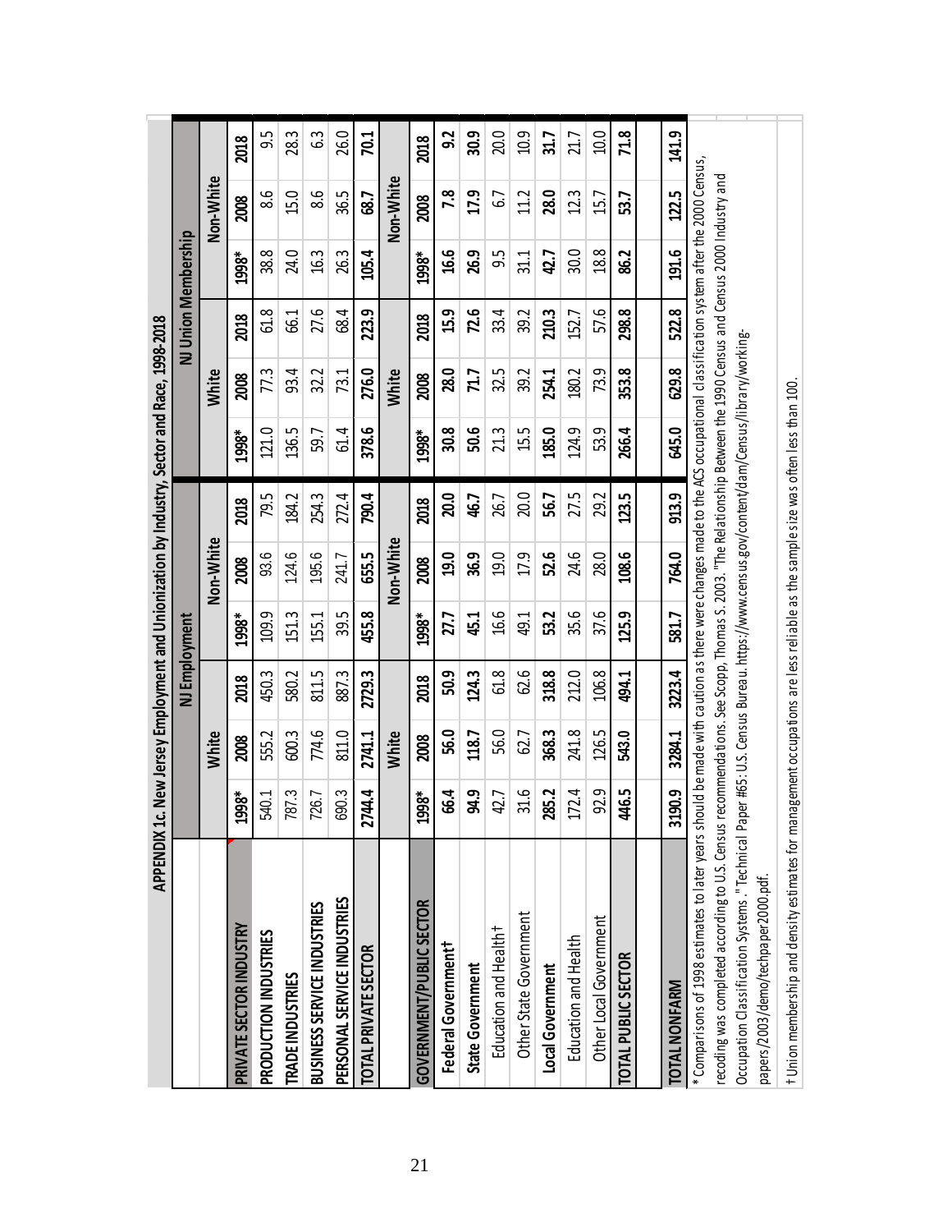# APPENDIX 1c. New Jersey Employment and Unionization by Industry, Sector and Race, 1998-2018

| | NJ Employment | | | | | | NJ Union Membership | | | | | |
|---|---|---|---|---|---|---|---|---|---|---|---|---|
| | White | | | Non-White | | | White | | | Non-White | | |
| **PRIVATE SECTOR INDUSTRY** | **1998*** | **2008** | **2018** | **1998*** | **2008** | **2018** | **1998*** | **2008** | **2018** | **1998*** | **2008** | **2018** |
| **PRODUCTION INDUSTRIES** | 540.1 | 555.2 | 450.3 | 109.9 | 93.6 | 79.5 | 121.0 | 77.3 | 61.8 | 38.8 | 8.6 | 9.5 |
| **TRADE INDUSTRIES** | 787.3 | 600.3 | 580.2 | 151.3 | 124.6 | 184.2 | 136.5 | 93.4 | 66.1 | 24.0 | 15.0 | 28.3 |
| **BUSINESS SERVICE INDUSTRIES** | 726.7 | 774.6 | 811.5 | 155.1 | 195.6 | 254.3 | 59.7 | 32.2 | 27.6 | 16.3 | 8.6 | 6.3 |
| **PERSONAL SERVICE INDUSTRIES** | 690.3 | 811.0 | 887.3 | 39.5 | 241.7 | 272.4 | 61.4 | 73.1 | 68.4 | 26.3 | 36.5 | 26.0 |
| **TOTAL PRIVATE SECTOR** | **2744.4** | **2741.1** | **2729.3** | **455.8** | **655.5** | **790.4** | **378.6** | **276.0** | **223.9** | **105.4** | **68.7** | **70.1** |
| | White | | | Non-White | | | White | | | Non-White | | |
| **GOVERNMENT/PUBLIC SECTOR** | **1998*** | **2008** | **2018** | **1998*** | **2008** | **2018** | **1998*** | **2008** | **2018** | **1998*** | **2008** | **2018** |
| **Federal Government†** | **66.4** | **56.0** | **50.9** | **27.7** | **19.0** | **20.0** | **30.8** | **28.0** | **15.9** | **16.6** | **7.8** | **9.2** |
| **State Government** | **94.9** | **118.7** | **124.3** | **45.1** | **36.9** | **46.7** | **50.6** | **71.7** | **72.6** | **26.9** | **17.9** | **30.9** |
| Education and Health† | 42.7 | 56.0 | 61.8 | 16.6 | 19.0 | 26.7 | 21.3 | 32.5 | 33.4 | 9.5 | 6.7 | 20.0 |
| Other State Government | 31.6 | 62.7 | 62.6 | 49.1 | 17.9 | 20.0 | 15.5 | 39.2 | 39.2 | 31.1 | 11.2 | 10.9 |
| **Local Government** | **285.2** | **368.3** | **318.8** | **53.2** | **52.6** | **56.7** | **185.0** | **254.1** | **210.3** | **42.7** | **28.0** | **31.7** |
| Education and Health | 172.4 | 241.8 | 212.0 | 35.6 | 24.6 | 27.5 | 124.9 | 180.2 | 152.7 | 30.0 | 12.3 | 21.7 |
| Other Local Government | 92.9 | 126.5 | 106.8 | 37.6 | 28.0 | 29.2 | 53.9 | 73.9 | 57.6 | 18.8 | 15.7 | 10.0 |
| **TOTAL PUBLIC SECTOR** | **446.5** | **543.0** | **494.1** | **125.9** | **108.6** | **123.5** | **266.4** | **353.8** | **298.8** | **86.2** | **53.7** | **71.8** |
| | | | | | | | | | | | | |
| **TOTAL NONFARM** | **3190.9** | **3284.1** | **3223.4** | **581.7** | **764.0** | **913.9** | **645.0** | **629.8** | **522.8** | **191.6** | **122.5** | **141.9** |

\* Comparisons of 1998 estimates to later years should be made with caution as there were changes made to the ACS occupational classification system after the 2000 Census, recoding was completed according to U.S. Census recommendations. See Scopp, Thomas S. 2003. "The Relationship Between the 1990 Census and Census 2000 Industry and Occupation Classification Systems." Technical Paper #65: U.S. Census Bureau. https://www.census.gov/content/dam/Census/library/working-papers/2003/demo/techpaper2000.pdf.

† Union membership and density estimates for management occupations are less reliable as the sample size was often less than 100.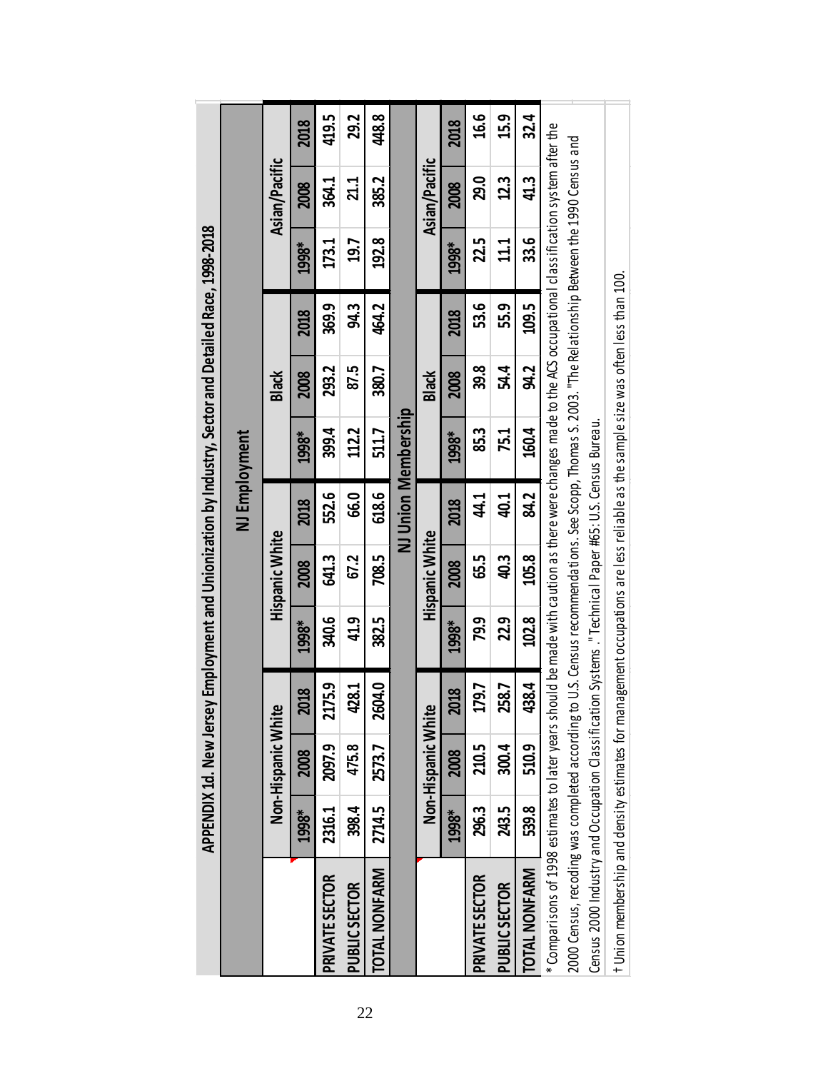# APPENDIX 1d. New Jersey Employment and Unionization by Industry, Sector and Detailed Race, 1998-2018

| NJ Employment | | | | | | | | | | | | |
|---|---|---|---|---|---|---|---|---|---|---|---|---|
| | Non-Hispanic White | | | Hispanic White | | | Black | | | Asian/Pacific | | |
| | 1998* | 2008 | 2018 | 1998* | 2008 | 2018 | 1998* | 2008 | 2018 | 1998* | 2008 | 2018 |
| PRIVATE SECTOR | 2316.1 | 2097.9 | 2175.9 | 340.6 | 641.3 | 552.6 | 399.4 | 293.2 | 369.9 | 173.1 | 364.1 | 419.5 |
| PUBLIC SECTOR | 398.4 | 475.8 | 428.1 | 41.9 | 67.2 | 66.0 | 112.2 | 87.5 | 94.3 | 19.7 | 21.1 | 29.2 |
| TOTAL NONFARM | 2714.5 | 2573.7 | 2604.0 | 382.5 | 708.5 | 618.6 | 511.7 | 380.7 | 464.2 | 192.8 | 385.2 | 448.8 |

| NJ Union Membership | | | | | | | | | | | | |
|---|---|---|---|---|---|---|---|---|---|---|---|---|
| | Non-Hispanic White | | | Hispanic White | | | Black | | | Asian/Pacific | | |
| | 1998* | 2008 | 2018 | 1998* | 2008 | 2018 | 1998* | 2008 | 2018 | 1998* | 2008 | 2018 |
| PRIVATE SECTOR | 296.3 | 210.5 | 179.7 | 79.9 | 65.5 | 44.1 | 85.3 | 39.8 | 53.6 | 22.5 | 29.0 | 16.6 |
| PUBLIC SECTOR | 243.5 | 300.4 | 258.7 | 22.9 | 40.3 | 40.1 | 75.1 | 54.4 | 55.9 | 11.1 | 12.3 | 15.9 |
| TOTAL NONFARM | 539.8 | 510.9 | 438.4 | 102.8 | 105.8 | 84.2 | 160.4 | 94.2 | 109.5 | 33.6 | 41.3 | 32.4 |

* Comparisons of 1998 estimates to later years should be made with caution as there were changes made to the ACS occupational classification system after the 2000 Census, recoding was completed according to U.S. Census recommendations. See Scopp, Thomas S. 2003. "The Relationship Between the 1990 Census and Census 2000 Industry and Occupation Classification Systems." Technical Paper #65: U.S. Census Bureau.

† Union membership and density estimates for management occupations are less reliable as the sample size was often less than 100.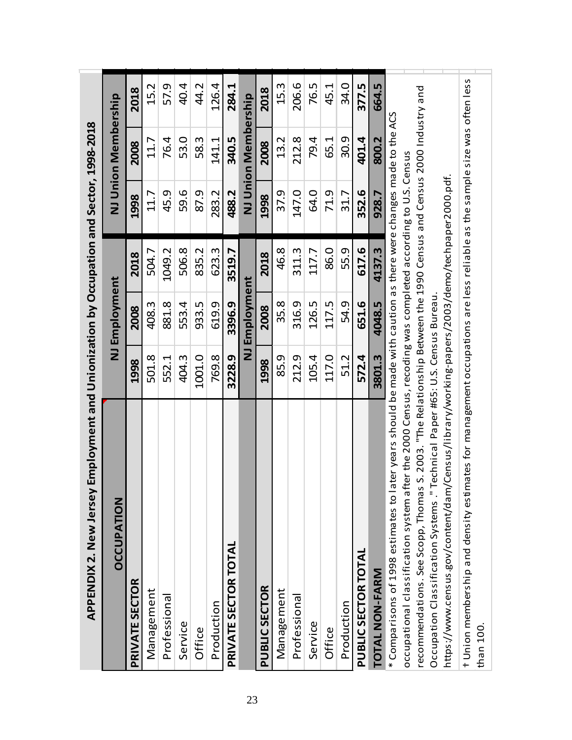# APPENDIX 2. New Jersey Employment and Unionization by Occupation and Sector, 1998-2018

| OCCUPATION | NJ Employment | | | NJ Union Membership | | |
|---|---|---|---|---|---|---|
| PRIVATE SECTOR | 1998 | 2008 | 2018 | 1998 | 2008 | 2018 |
| Management | 501.8 | 408.3 | 504.7 | 11.7 | 11.7 | 15.2 |
| Professional | 552.1 | 881.8 | 1049.2 | 45.9 | 76.4 | 57.9 |
| Service | 404.3 | 553.4 | 506.8 | 59.6 | 53.0 | 40.4 |
| Office | 1001.0 | 933.5 | 835.2 | 87.9 | 58.3 | 44.2 |
| Production | 769.8 | 619.9 | 623.3 | 283.2 | 141.1 | 126.4 |
| **PRIVATE SECTOR TOTAL** | **3228.9** | **3396.9** | **3519.7** | **488.2** | **340.5** | **284.1** |
| | NJ Employment | | | NJ Union Membership | | |
| PUBLIC SECTOR | 1998 | 2008 | 2018 | 1998 | 2008 | 2018 |
| Management | 85.9 | 35.8 | 46.8 | 37.9 | 13.2 | 15.3 |
| Professional | 212.9 | 316.9 | 311.3 | 147.0 | 212.8 | 206.6 |
| Service | 105.4 | 126.5 | 117.7 | 64.0 | 79.4 | 76.5 |
| Office | 117.0 | 117.5 | 86.0 | 71.9 | 65.1 | 45.1 |
| Production | 51.2 | 54.9 | 55.9 | 31.7 | 30.9 | 34.0 |
| **PUBLIC SECTOR TOTAL** | **572.4** | **651.6** | **617.6** | **352.6** | **401.4** | **377.5** |
| **TOTAL NON-FARM** | **3801.3** | **4048.5** | **4137.3** | **928.7** | **800.2** | **664.5** |

* Comparisons of 1998 estimates to later years should be made with caution as there were changes made to the ACS occupational classification system after the 2000 Census, recoding was completed according to U.S. Census recommendations. See Scopp, Thomas S. 2003. "The Relationship Between the 1990 Census and Census 2000 Industry and Occupation Classification Systems." Technical Paper #65: U.S. Census Bureau. https://www.census.gov/content/dam/Census/library/working-papers/2003/demo/techpaper2000.pdf.

† Union membership and density estimates for management occupations are less reliable as the sample size was often less than 100.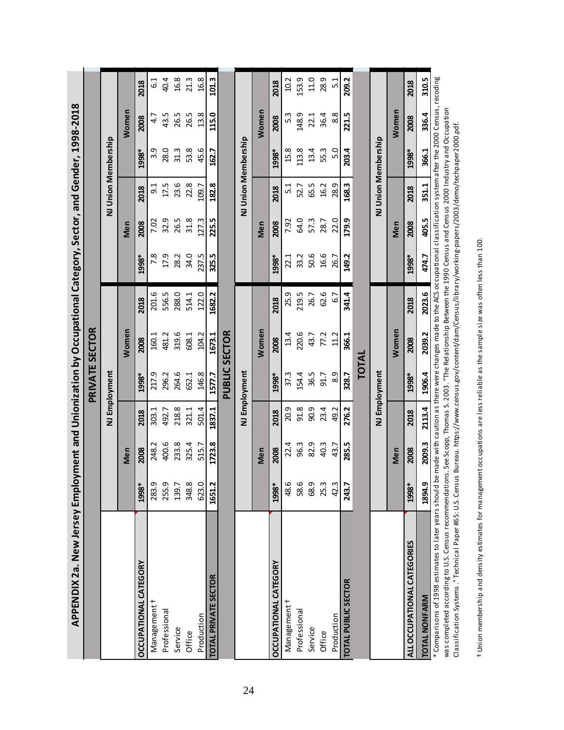## APPENDIX 2a. New Jersey Employment and Unionization by Occupational Category, Sector, and Gender, 1998-2018

### PRIVATE SECTOR

| | NJ Employment | | | | | | NJ Union Membership | | | | | |
|---|---|---|---|---|---|---|---|---|---|---|---|---|
| | Men | | | Women | | | Men | | | Women | | |
| OCCUPATIONAL CATEGORY | 1998* | 2008 | 2018 | 1998* | 2008 | 2018 | 1998* | 2008 | 2018 | 1998* | 2008 | 2018 |
| Management † | 283.9 | 248.2 | 303.1 | 217.9 | 160.1 | 201.6 | 7.8 | 7.02 | 9.1 | 3.9 | 4.7 | 6.1 |
| Professional | 255.9 | 400.6 | 492.7 | 296.2 | 481.2 | 556.5 | 17.9 | 32.9 | 17.5 | 28.0 | 43.5 | 40.4 |
| Service | 139.7 | 233.8 | 218.8 | 264.6 | 319.6 | 288.0 | 28.2 | 26.5 | 23.6 | 31.3 | 26.5 | 16.8 |
| Office | 348.8 | 325.4 | 321.1 | 652.1 | 608.1 | 514.1 | 34.0 | 31.8 | 22.8 | 53.8 | 26.5 | 21.3 |
| Production | 623.0 | 515.7 | 501.4 | 146.8 | 104.2 | 122.0 | 237.5 | 127.3 | 109.7 | 45.6 | 13.8 | 16.8 |
| TOTAL PRIVATE SECTOR | 1651.2 | 1723.8 | 1837.1 | 1577.7 | 1673.1 | 1682.2 | 325.5 | 225.5 | 182.8 | 162.7 | 115.0 | 101.3 |

### PUBLIC SECTOR

| | NJ Employment | | | | | | NJ Union Membership | | | | | |
|---|---|---|---|---|---|---|---|---|---|---|---|---|
| | Men | | | Women | | | Men | | | Women | | |
| OCCUPATIONAL CATEGORY | 1998* | 2008 | 2018 | 1998* | 2008 | 2018 | 1998* | 2008 | 2018 | 1998* | 2008 | 2018 |
| Management † | 48.6 | 22.4 | 20.9 | 37.3 | 13.4 | 25.9 | 22.1 | 7.92 | 5.1 | 15.8 | 5.3 | 10.2 |
| Professional | 58.6 | 96.3 | 91.8 | 154.4 | 220.6 | 219.5 | 33.2 | 64.0 | 52.7 | 113.8 | 148.9 | 153.9 |
| Service | 68.9 | 82.9 | 90.9 | 36.5 | 43.7 | 26.7 | 50.6 | 57.3 | 65.5 | 13.4 | 22.1 | 11.0 |
| Office | 25.3 | 40.3 | 23.4 | 91.7 | 77.2 | 62.6 | 16.6 | 28.7 | 16.2 | 55.3 | 36.4 | 28.9 |
| Production | 42.3 | 43.7 | 49.2 | 8.9 | 11.2 | 6.7 | 26.7 | 22.0 | 28.9 | 5.0 | 8.8 | 5.1 |
| TOTAL PUBLIC SECTOR | 243.7 | 285.5 | 276.2 | 328.7 | 366.1 | 341.4 | 149.2 | 179.9 | 168.3 | 203.4 | 221.5 | 209.2 |

### TOTAL

| | NJ Employment | | | | | | NJ Union Membership | | | | | |
|---|---|---|---|---|---|---|---|---|---|---|---|---|
| | Men | | | Women | | | Men | | | Women | | |
| ALL OCCUPATIONAL CATEGORIES | 1998* | 2008 | 2018 | 1998* | 2008 | 2018 | 1998* | 2008 | 2018 | 1998* | 2008 | 2018 |
| TOTAL NONFARM | 1894.9 | 2009.3 | 2113.4 | 1906.4 | 2039.2 | 2023.6 | 474.7 | 405.5 | 351.1 | 366.1 | 336.4 | 310.5 |

* Comparisons of 1998 estimates to later years should be made with caution as there were changes made to the ACS occupational classification system after the 2000 Census, recoding was completed according to U.S. Census recommendations. See Scopp, Thomas S. 2003. "The Relationship Between the 1990 Census and Census 2000 Industry and Occupation Classification Systems." Technical Paper #65: U.S. Census Bureau. https://www.census.gov/content/dam/Census/library/working-papers/2003/demo/techpaper2000.pdf.

† Union membership and density estimates for management occupations are less reliable as the sample size was often less than 100.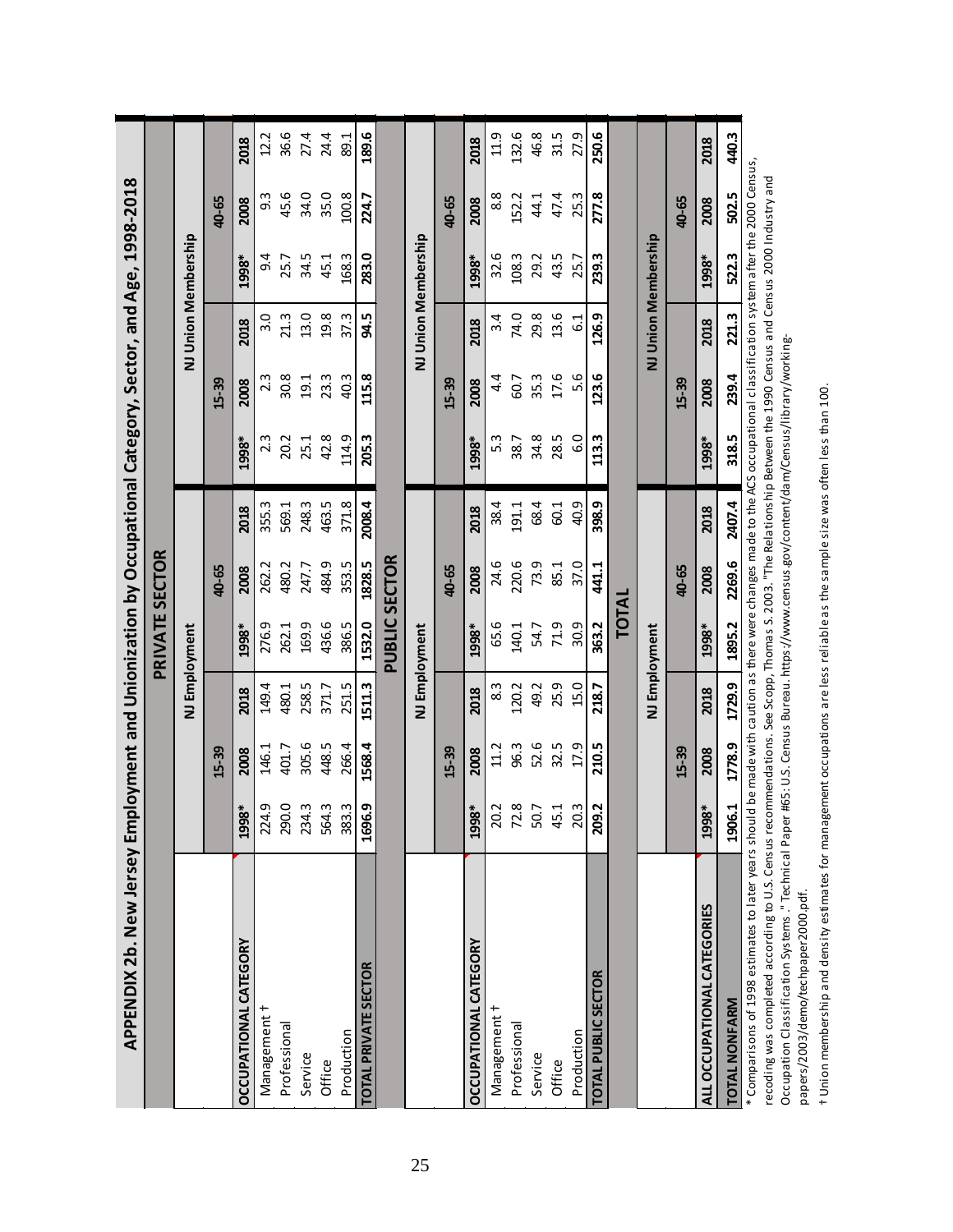# APPENDIX 2b. New Jersey Employment and Unionization by Occupational Category, Sector, and Age, 1998-2018

## PRIVATE SECTOR

| | NJ Employment | | | | | | NJ Union Membership | | | | | |
|---|---|---|---|---|---|---|---|---|---|---|---|---|
| | 15-39 | | | 40-65 | | | 15-39 | | | 40-65 | | |
| OCCUPATIONAL CATEGORY | 1998* | 2008 | 2018 | 1998* | 2008 | 2018 | 1998* | 2008 | 2018 | 1998* | 2008 | 2018 |
| Management † | 224.9 | 146.1 | 149.4 | 276.9 | 262.2 | 355.3 | 2.3 | 2.3 | 3.0 | 9.4 | 9.3 | 12.2 |
| Professional | 290.0 | 401.7 | 480.1 | 262.1 | 480.2 | 569.1 | 20.2 | 30.8 | 21.3 | 25.7 | 45.6 | 36.6 |
| Service | 234.3 | 305.6 | 258.5 | 169.9 | 247.7 | 248.3 | 25.1 | 19.1 | 13.0 | 34.5 | 34.0 | 27.4 |
| Office | 564.3 | 448.5 | 371.7 | 436.6 | 484.9 | 463.5 | 42.8 | 23.3 | 19.8 | 45.1 | 35.0 | 24.4 |
| Production | 383.3 | 266.4 | 251.5 | 386.5 | 353.5 | 371.8 | 114.9 | 40.3 | 37.3 | 168.3 | 100.8 | 89.1 |
| TOTAL PRIVATE SECTOR | 1696.9 | 1568.4 | 1511.3 | 1532.0 | 1828.5 | 2008.4 | 205.3 | 115.8 | 94.5 | 283.0 | 224.7 | 189.6 |

## PUBLIC SECTOR

| | NJ Employment | | | | | | NJ Union Membership | | | | | |
|---|---|---|---|---|---|---|---|---|---|---|---|---|
| | 15-39 | | | 40-65 | | | 15-39 | | | 40-65 | | |
| OCCUPATIONAL CATEGORY | 1998* | 2008 | 2018 | 1998* | 2008 | 2018 | 1998* | 2008 | 2018 | 1998* | 2008 | 2018 |
| Management † | 20.2 | 11.2 | 8.3 | 65.6 | 24.6 | 38.4 | 5.3 | 4.4 | 3.4 | 32.6 | 8.8 | 11.9 |
| Professional | 72.8 | 96.3 | 120.2 | 140.1 | 220.6 | 191.1 | 38.7 | 60.7 | 74.0 | 108.3 | 152.2 | 132.6 |
| Service | 50.7 | 52.6 | 49.2 | 54.7 | 73.9 | 68.4 | 34.8 | 35.3 | 29.8 | 29.2 | 44.1 | 46.8 |
| Office | 45.1 | 32.5 | 25.9 | 71.9 | 85.1 | 60.1 | 28.5 | 17.6 | 13.6 | 43.5 | 47.4 | 31.5 |
| Production | 20.3 | 17.9 | 15.0 | 30.9 | 37.0 | 40.9 | 6.0 | 5.6 | 6.1 | 25.7 | 25.3 | 27.9 |
| TOTAL PUBLIC SECTOR | 209.2 | 210.5 | 218.7 | 363.2 | 441.1 | 398.9 | 113.3 | 123.6 | 126.9 | 239.3 | 277.8 | 250.6 |

## TOTAL

| | NJ Employment | | | | | | NJ Union Membership | | | | | |
|---|---|---|---|---|---|---|---|---|---|---|---|---|
| | 15-39 | | | 40-65 | | | 15-39 | | | 40-65 | | |
| ALL OCCUPATIONAL CATEGORIES | 1998* | 2008 | 2018 | 1998* | 2008 | 2018 | 1998* | 2008 | 2018 | 1998* | 2008 | 2018 |
| TOTAL NONFARM | 1906.1 | 1778.9 | 1729.9 | 1895.2 | 2269.6 | 2407.4 | 318.5 | 239.4 | 221.3 | 522.3 | 502.5 | 440.3 |

* Comparisons of 1998 estimates to later years should be made with caution as there were changes made to the ACS occupational classification system after the 2000 Census, recoding was completed according to U.S. Census recommendations. See Scopp, Thomas S. 2003. "The Relationship Between the 1990 Census and Census 2000 Industry and Occupation Classification Systems." Technical Paper #65: U.S. Census Bureau. https://www.census.gov/content/dam/Census/library/working-papers/2003/demo/techpaper2000.pdf.

† Union membership and density estimates for management occupations are less reliable as the sample size was often less than 100.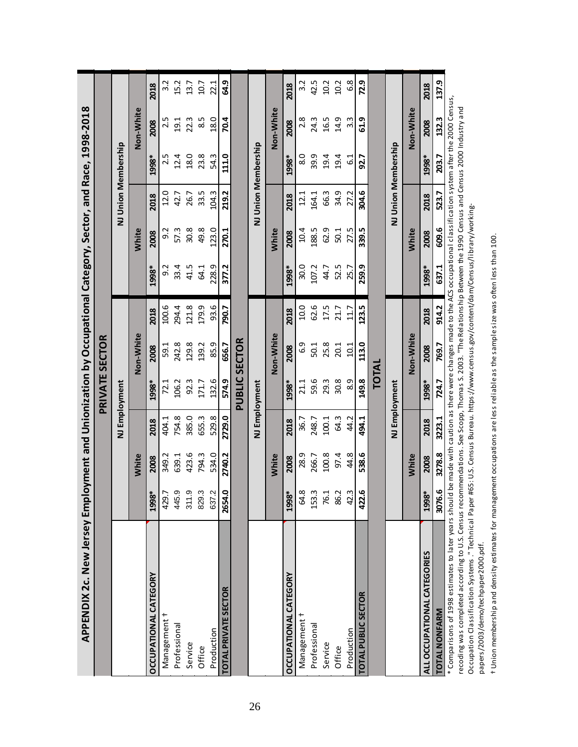## APPENDIX 2c. New Jersey Employment and Unionization by Occupational Category, Sector, and Race, 1998-2018

### PRIVATE SECTOR

| | NJ Employment | | | | | | NJ Union Membership | | | | | |
|---|---|---|---|---|---|---|---|---|---|---|---|---|
| | White | | | Non-White | | | White | | | Non-White | | |
| OCCUPATIONAL CATEGORY | 1998* | 2008 | 2018 | 1998* | 2008 | 2018 | 1998* | 2008 | 2018 | 1998* | 2008 | 2018 |
| Management † | 429.7 | 349.2 | 404.1 | 72.1 | 59.1 | 100.6 | 9.2 | 9.2 | 12.0 | 2.5 | 2.5 | 3.2 |
| Professional | 445.9 | 639.1 | 754.8 | 106.2 | 242.8 | 294.4 | 33.4 | 57.3 | 42.7 | 12.4 | 19.1 | 15.2 |
| Service | 311.9 | 423.6 | 385.0 | 92.3 | 129.8 | 121.8 | 41.5 | 30.8 | 26.7 | 18.0 | 22.3 | 13.7 |
| Office | 829.3 | 794.3 | 655.3 | 171.7 | 139.2 | 179.9 | 64.1 | 49.8 | 33.5 | 23.8 | 8.5 | 10.7 |
| Production | 637.2 | 534.0 | 529.8 | 132.6 | 85.9 | 93.6 | 228.9 | 123.0 | 104.3 | 54.3 | 18.0 | 22.1 |
| TOTAL PRIVATE SECTOR | 2654.0 | 2740.2 | 2729.0 | 574.9 | 656.7 | 790.7 | 377.2 | 270.1 | 219.2 | 111.0 | 70.4 | 64.9 |

### PUBLIC SECTOR

| | NJ Employment | | | | | | NJ Union Membership | | | | | |
|---|---|---|---|---|---|---|---|---|---|---|---|---|
| | White | | | Non-White | | | White | | | Non-White | | |
| OCCUPATIONAL CATEGORY | 1998* | 2008 | 2018 | 1998* | 2008 | 2018 | 1998* | 2008 | 2018 | 1998* | 2008 | 2018 |
| Management † | 64.8 | 28.9 | 36.7 | 21.1 | 6.9 | 10.0 | 30.0 | 10.4 | 12.1 | 8.0 | 2.8 | 3.2 |
| Professional | 153.3 | 266.7 | 248.7 | 59.6 | 50.1 | 62.6 | 107.2 | 188.5 | 164.1 | 39.9 | 24.3 | 42.5 |
| Service | 76.1 | 100.8 | 100.1 | 29.3 | 25.8 | 17.5 | 44.7 | 62.9 | 66.3 | 19.4 | 16.5 | 10.2 |
| Office | 86.2 | 97.4 | 64.3 | 30.8 | 20.1 | 21.7 | 52.5 | 50.1 | 34.9 | 19.4 | 14.9 | 10.2 |
| Production | 42.3 | 44.8 | 44.2 | 8.9 | 10.1 | 11.7 | 25.7 | 27.5 | 27.2 | 6.1 | 3.3 | 6.8 |
| TOTAL PUBLIC SECTOR | 422.6 | 538.6 | 494.1 | 149.8 | 113.0 | 123.5 | 259.9 | 339.5 | 304.6 | 92.7 | 61.9 | 72.9 |

### TOTAL

| | NJ Employment | | | | | | NJ Union Membership | | | | | |
|---|---|---|---|---|---|---|---|---|---|---|---|---|
| | White | | | Non-White | | | White | | | Non-White | | |
| ALL OCCUPATIONAL CATEGORIES | 1998* | 2008 | 2018 | 1998* | 2008 | 2018 | 1998* | 2008 | 2018 | 1998* | 2008 | 2018 |
| TOTAL NONFARM | 3076.6 | 3278.8 | 3223.1 | 724.7 | 769.7 | 914.2 | 637.1 | 609.6 | 523.7 | 203.7 | 132.3 | 137.9 |

\* Comparisons of 1998 estimates to later years should be made with caution as there were changes made to the ACS occupational classification system after the 2000 Census, recoding was completed according to U.S. Census recommendations. See Scopp, Thomas S. 2003. "The Relationship Between the 1990 Census and Census 2000 Industry and Occupation Classification Systems." Technical Paper #65: U.S. Census Bureau. https://www.census.gov/content/dam/Census/library/working-papers/2003/demo/techpaper2000.pdf.

† Union membership and density estimates for management occupations are less reliable as the sample size was often less than 100.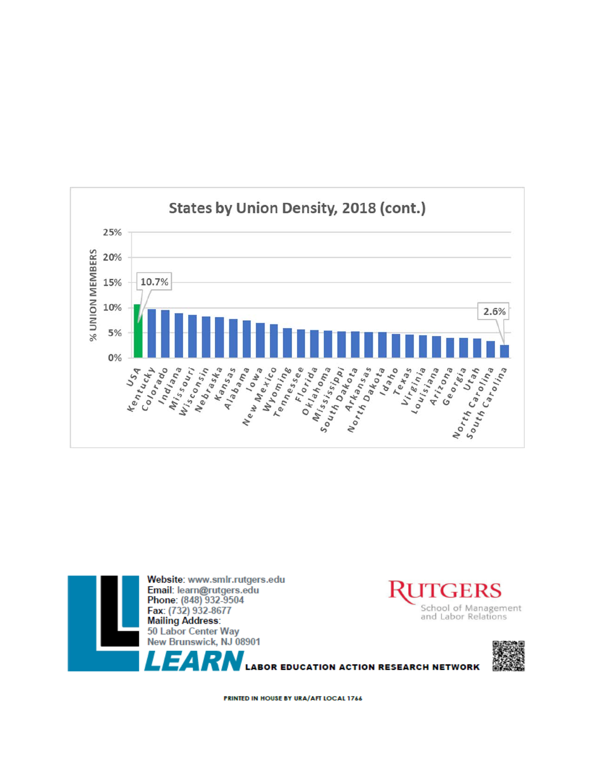**States by Union Density, 2018 (cont.)**

% UNION MEMBERS

25%
20%
15%
10%
5%
0%

10.7%

2.6%

USA
Kentucky
Colorado
Indiana
Missouri
Wisconsin
Nebraska
Kansas
Alabama
Iowa
New Mexico
Wyoming
Tennessee
Florida
Oklahoma
Mississippi
South Dakota
Arkansas
North Dakota
Idaho
Texas
Virginia
Louisiana
Arizona
Georgia
Utah
North Carolina
South Carolina

**Website**: www.smlr.rutgers.edu
**Email**: learn@rutgers.edu
**Phone**: (848) 932-9504
**Fax**: (732) 932-8677
**Mailing Address**:
50 Labor Center Way
New Brunswick, NJ 08901

RUTGERS
School of Management and Labor Relations

**LEARN** LABOR EDUCATION ACTION RESEARCH NETWORK

PRINTED IN HOUSE BY URA/AFT LOCAL 1766